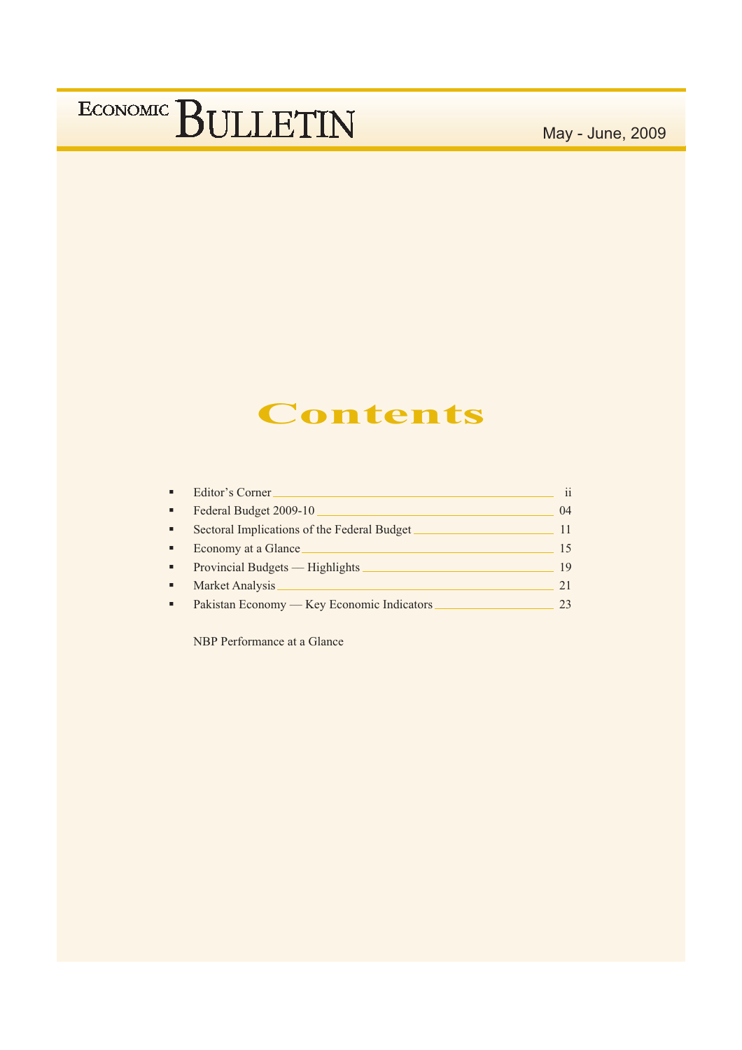# Economic Bulletin

May - June, 2009

## Contents

- Editor's Corner ii
- Federal Budget 2009-10 04
- Sectoral Implications of the Federal Budget 11
- Economy at a Glance 15
- Provincial Budgets — Highlights 19
- Market Analysis 21
- Pakistan Economy — Key Economic Indicators 23

NBP Performance at a Glance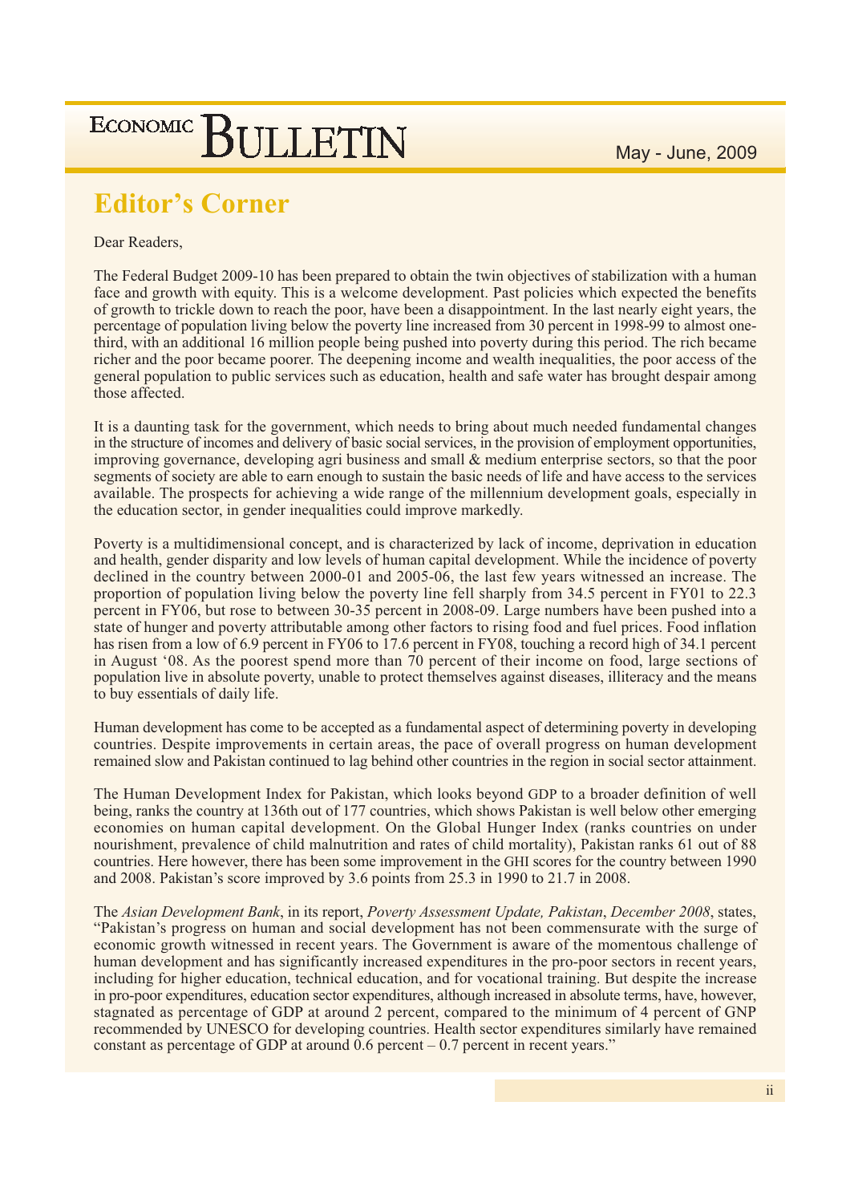## Editor's Corner

Dear Readers,

The Federal Budget 2009-10 has been prepared to obtain the twin objectives of stabilization with a human face and growth with equity. This is a welcome development. Past policies which expected the benefits of growth to trickle down to reach the poor, have been a disappointment. In the last nearly eight years, the percentage of population living below the poverty line increased from 30 percent in 1998-99 to almost one-third, with an additional 16 million people being pushed into poverty during this period. The rich became richer and the poor became poorer. The deepening income and wealth inequalities, the poor access of the general population to public services such as education, health and safe water has brought despair among those affected.

It is a daunting task for the government, which needs to bring about much needed fundamental changes in the structure of incomes and delivery of basic social services, in the provision of employment opportunities, improving governance, developing agri business and small & medium enterprise sectors, so that the poor segments of society are able to earn enough to sustain the basic needs of life and have access to the services available. The prospects for achieving a wide range of the millennium development goals, especially in the education sector, in gender inequalities could improve markedly.

Poverty is a multidimensional concept, and is characterized by lack of income, deprivation in education and health, gender disparity and low levels of human capital development. While the incidence of poverty declined in the country between 2000-01 and 2005-06, the last few years witnessed an increase. The proportion of population living below the poverty line fell sharply from 34.5 percent in FY01 to 22.3 percent in FY06, but rose to between 30-35 percent in 2008-09. Large numbers have been pushed into a state of hunger and poverty attributable among other factors to rising food and fuel prices. Food inflation has risen from a low of 6.9 percent in FY06 to 17.6 percent in FY08, touching a record high of 34.1 percent in August '08. As the poorest spend more than 70 percent of their income on food, large sections of population live in absolute poverty, unable to protect themselves against diseases, illiteracy and the means to buy essentials of daily life.

Human development has come to be accepted as a fundamental aspect of determining poverty in developing countries. Despite improvements in certain areas, the pace of overall progress on human development remained slow and Pakistan continued to lag behind other countries in the region in social sector attainment.

The Human Development Index for Pakistan, which looks beyond GDP to a broader definition of well being, ranks the country at 136th out of 177 countries, which shows Pakistan is well below other emerging economies on human capital development. On the Global Hunger Index (ranks countries on under nourishment, prevalence of child malnutrition and rates of child mortality), Pakistan ranks 61 out of 88 countries. Here however, there has been some improvement in the GHI scores for the country between 1990 and 2008. Pakistan's score improved by 3.6 points from 25.3 in 1990 to 21.7 in 2008.

The *Asian Development Bank*, in its report, *Poverty Assessment Update, Pakistan*, *December 2008*, states, "Pakistan's progress on human and social development has not been commensurate with the surge of economic growth witnessed in recent years. The Government is aware of the momentous challenge of human development and has significantly increased expenditures in the pro-poor sectors in recent years, including for higher education, technical education, and for vocational training. But despite the increase in pro-poor expenditures, education sector expenditures, although increased in absolute terms, have, however, stagnated as percentage of GDP at around 2 percent, compared to the minimum of 4 percent of GNP recommended by UNESCO for developing countries. Health sector expenditures similarly have remained constant as percentage of GDP at around 0.6 percent – 0.7 percent in recent years."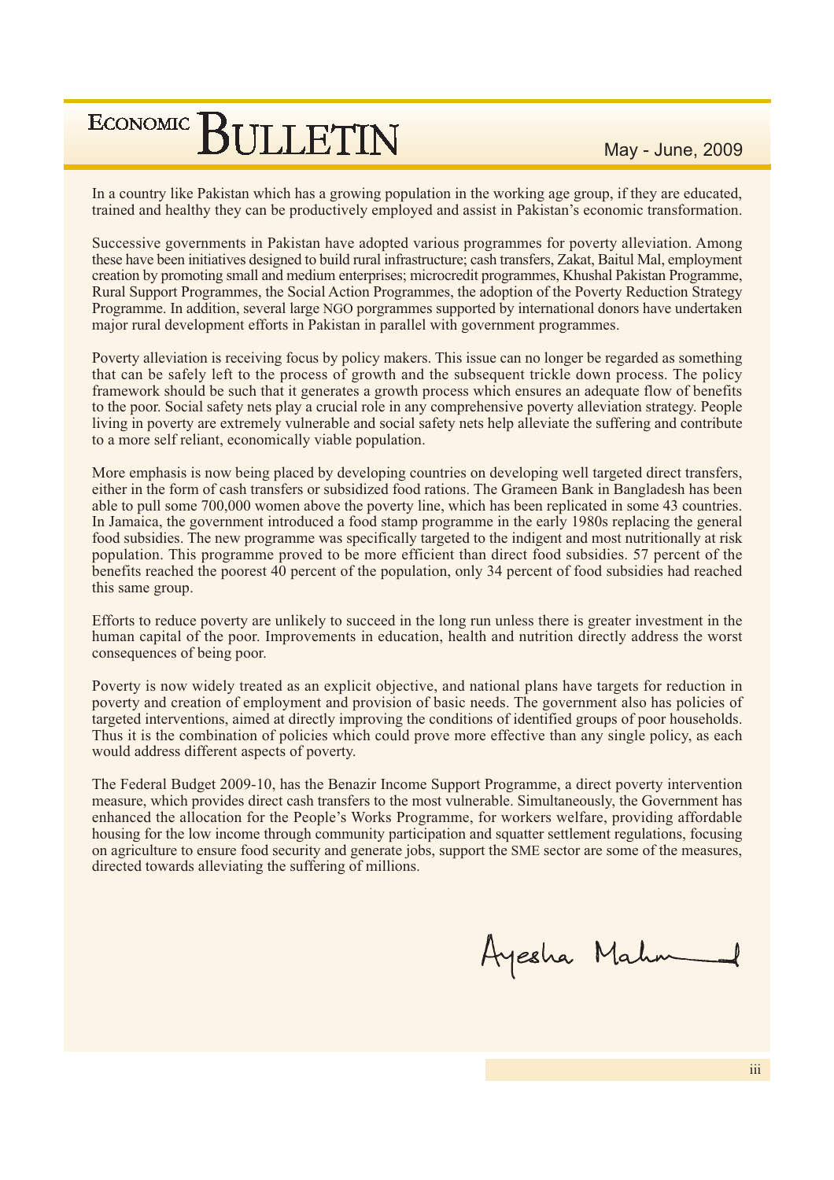In a country like Pakistan which has a growing population in the working age group, if they are educated, trained and healthy they can be productively employed and assist in Pakistan's economic transformation.

Successive governments in Pakistan have adopted various programmes for poverty alleviation. Among these have been initiatives designed to build rural infrastructure; cash transfers, Zakat, Baitul Mal, employment creation by promoting small and medium enterprises; microcredit programmes, Khushal Pakistan Programme, Rural Support Programmes, the Social Action Programmes, the adoption of the Poverty Reduction Strategy Programme. In addition, several large NGO porgrammes supported by international donors have undertaken major rural development efforts in Pakistan in parallel with government programmes.

Poverty alleviation is receiving focus by policy makers. This issue can no longer be regarded as something that can be safely left to the process of growth and the subsequent trickle down process. The policy framework should be such that it generates a growth process which ensures an adequate flow of benefits to the poor. Social safety nets play a crucial role in any comprehensive poverty alleviation strategy. People living in poverty are extremely vulnerable and social safety nets help alleviate the suffering and contribute to a more self reliant, economically viable population.

More emphasis is now being placed by developing countries on developing well targeted direct transfers, either in the form of cash transfers or subsidized food rations. The Grameen Bank in Bangladesh has been able to pull some 700,000 women above the poverty line, which has been replicated in some 43 countries. In Jamaica, the government introduced a food stamp programme in the early 1980s replacing the general food subsidies. The new programme was specifically targeted to the indigent and most nutritionally at risk population. This programme proved to be more efficient than direct food subsidies. 57 percent of the benefits reached the poorest 40 percent of the population, only 34 percent of food subsidies had reached this same group.

Efforts to reduce poverty are unlikely to succeed in the long run unless there is greater investment in the human capital of the poor. Improvements in education, health and nutrition directly address the worst consequences of being poor.

Poverty is now widely treated as an explicit objective, and national plans have targets for reduction in poverty and creation of employment and provision of basic needs. The government also has policies of targeted interventions, aimed at directly improving the conditions of identified groups of poor households. Thus it is the combination of policies which could prove more effective than any single policy, as each would address different aspects of poverty.

The Federal Budget 2009-10, has the Benazir Income Support Programme, a direct poverty intervention measure, which provides direct cash transfers to the most vulnerable. Simultaneously, the Government has enhanced the allocation for the People's Works Programme, for workers welfare, providing affordable housing for the low income through community participation and squatter settlement regulations, focusing on agriculture to ensure food security and generate jobs, support the SME sector are some of the measures, directed towards alleviating the suffering of millions.

Ayesha Mahmud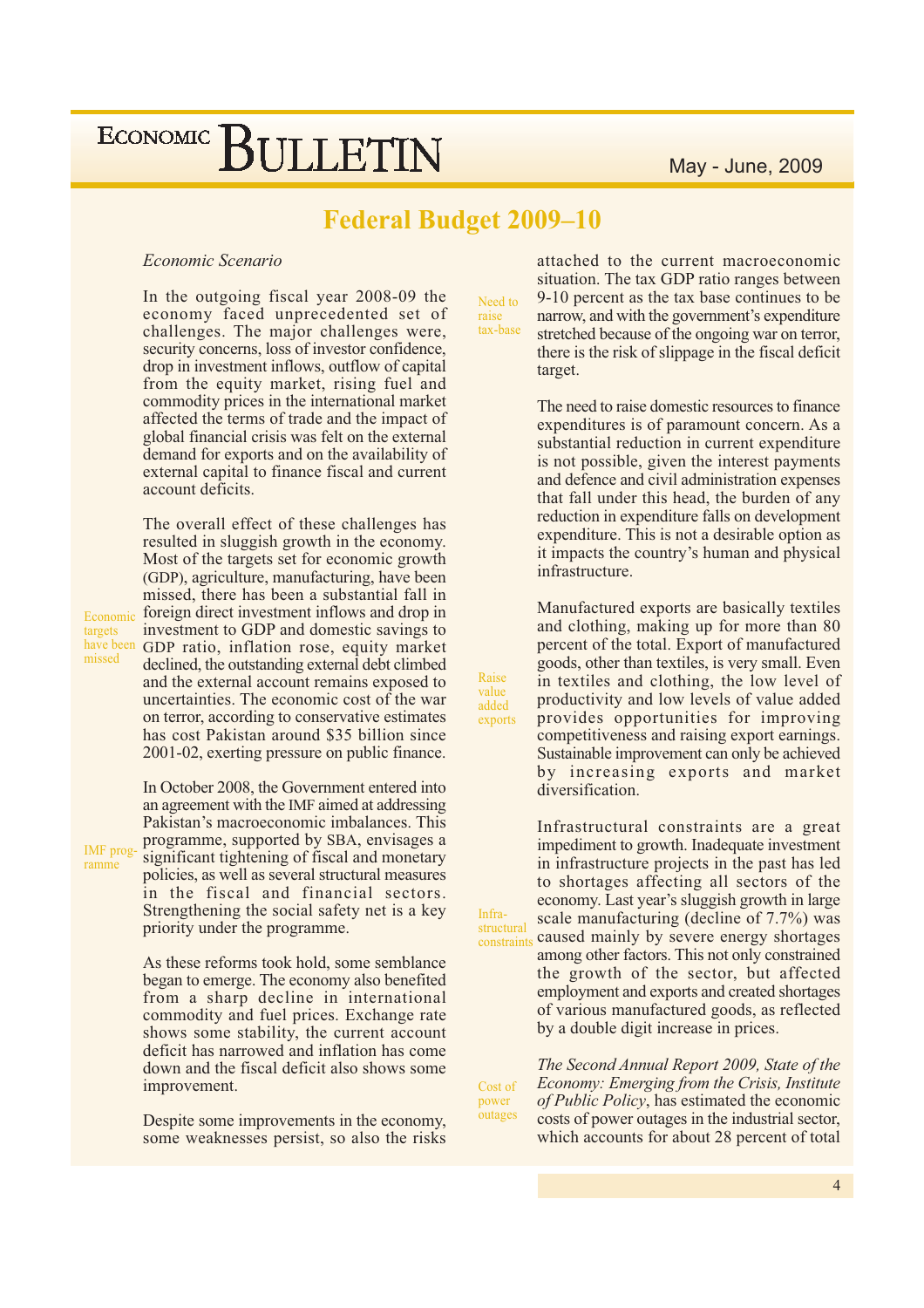# Federal Budget 2009–10

*Economic Scenario*

In the outgoing fiscal year 2008-09 the economy faced unprecedented set of challenges. The major challenges were, security concerns, loss of investor confidence, drop in investment inflows, outflow of capital from the equity market, rising fuel and commodity prices in the international market affected the terms of trade and the impact of global financial crisis was felt on the external demand for exports and on the availability of external capital to finance fiscal and current account deficits.

Economic targets have been missed

The overall effect of these challenges has resulted in sluggish growth in the economy. Most of the targets set for economic growth (GDP), agriculture, manufacturing, have been missed, there has been a substantial fall in foreign direct investment inflows and drop in investment to GDP and domestic savings to GDP ratio, inflation rose, equity market declined, the outstanding external debt climbed and the external account remains exposed to uncertainties. The economic cost of the war on terror, according to conservative estimates has cost Pakistan around $35 billion since 2001-02, exerting pressure on public finance.

IMF programme

In October 2008, the Government entered into an agreement with the IMF aimed at addressing Pakistan's macroeconomic imbalances. This programme, supported by SBA, envisages a significant tightening of fiscal and monetary policies, as well as several structural measures in the fiscal and financial sectors. Strengthening the social safety net is a key priority under the programme.

As these reforms took hold, some semblance began to emerge. The economy also benefited from a sharp decline in international commodity and fuel prices. Exchange rate shows some stability, the current account deficit has narrowed and inflation has come down and the fiscal deficit also shows some improvement.

Despite some improvements in the economy, some weaknesses persist, so also the risks attached to the current macroeconomic situation. The tax GDP ratio ranges between 9-10 percent as the tax base continues to be narrow, and with the government's expenditure stretched because of the ongoing war on terror, there is the risk of slippage in the fiscal deficit target.

Need to raise tax-base

The need to raise domestic resources to finance expenditures is of paramount concern. As a substantial reduction in current expenditure is not possible, given the interest payments and defence and civil administration expenses that fall under this head, the burden of any reduction in expenditure falls on development expenditure. This is not a desirable option as it impacts the country's human and physical infrastructure.

Raise value added exports

Manufactured exports are basically textiles and clothing, making up for more than 80 percent of the total. Export of manufactured goods, other than textiles, is very small. Even in textiles and clothing, the low level of productivity and low levels of value added provides opportunities for improving competitiveness and raising export earnings. Sustainable improvement can only be achieved by increasing exports and market diversification.

Infrastructural constraints

Infrastructural constraints are a great impediment to growth. Inadequate investment in infrastructure projects in the past has led to shortages affecting all sectors of the economy. Last year's sluggish growth in large scale manufacturing (decline of 7.7%) was caused mainly by severe energy shortages among other factors. This not only constrained the growth of the sector, but affected employment and exports and created shortages of various manufactured goods, as reflected by a double digit increase in prices.

Cost of power outages

*The Second Annual Report 2009, State of the Economy: Emerging from the Crisis, Institute of Public Policy*, has estimated the economic costs of power outages in the industrial sector, which accounts for about 28 percent of total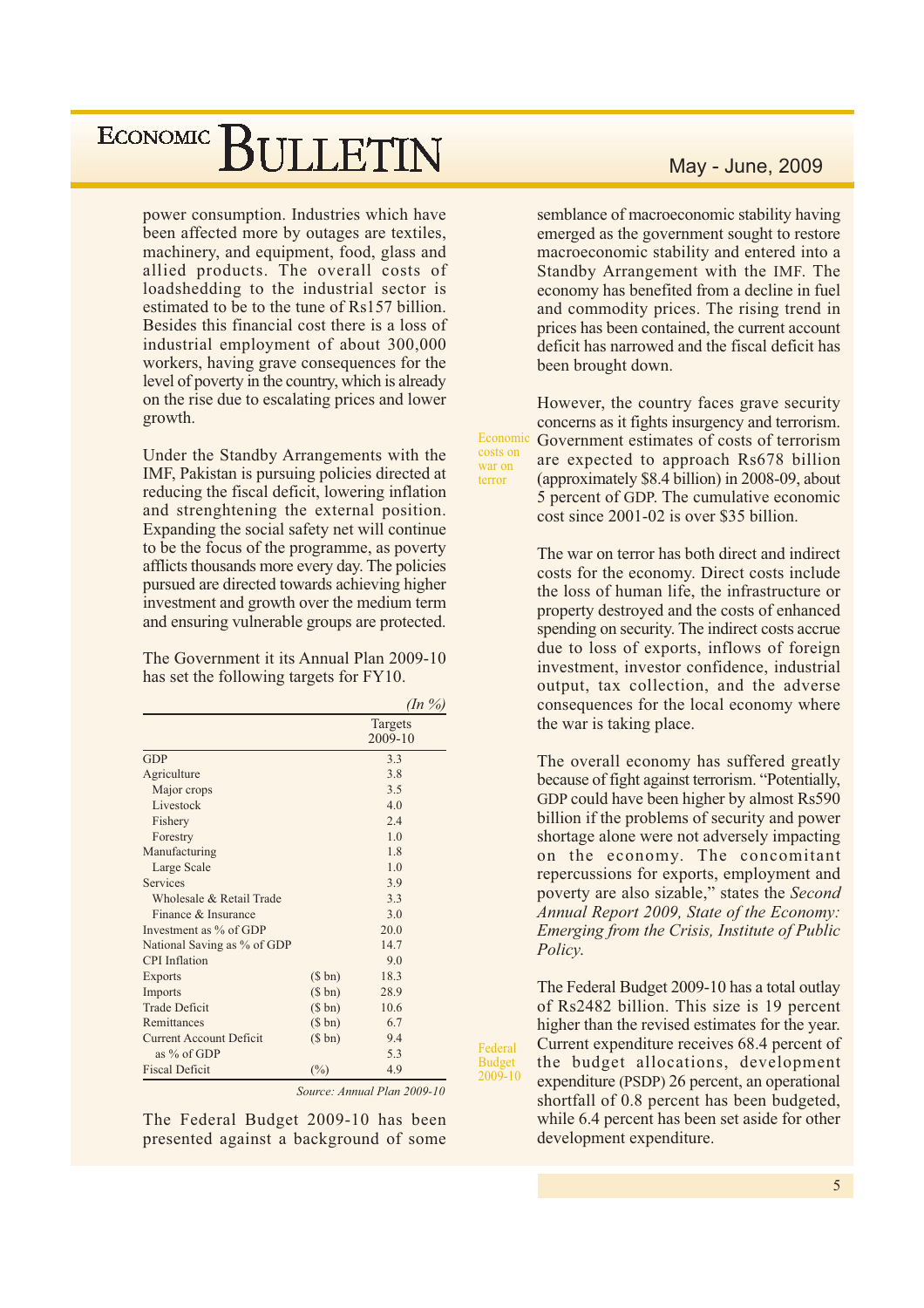power consumption. Industries which have been affected more by outages are textiles, machinery, and equipment, food, glass and allied products. The overall costs of loadshedding to the industrial sector is estimated to be to the tune of Rs157 billion. Besides this financial cost there is a loss of industrial employment of about 300,000 workers, having grave consequences for the level of poverty in the country, which is already on the rise due to escalating prices and lower growth.

Under the Standby Arrangements with the IMF, Pakistan is pursuing policies directed at reducing the fiscal deficit, lowering inflation and strenghtening the external position. Expanding the social safety net will continue to be the focus of the programme, as poverty afflicts thousands more every day. The policies pursued are directed towards achieving higher investment and growth over the medium term and ensuring vulnerable groups are protected.

The Government it its Annual Plan 2009-10 has set the following targets for FY10.

*(In %)*

| | | Targets 2009-10 |
|---|---|---|
| GDP | | 3.3 |
| Agriculture | | 3.8 |
| Major crops | | 3.5 |
| Livestock | | 4.0 |
| Fishery | | 2.4 |
| Forestry | | 1.0 |
| Manufacturing | | 1.8 |
| Large Scale | | 1.0 |
| Services | | 3.9 |
| Wholesale & Retail Trade | | 3.3 |
| Finance & Insurance | | 3.0 |
| Investment as % of GDP | | 20.0 |
| National Saving as % of GDP | | 14.7 |
| CPI Inflation | | 9.0 |
| Exports | ($ bn) | 18.3 |
| Imports | ($ bn) | 28.9 |
| Trade Deficit | ($ bn) | 10.6 |
| Remittances | ($ bn) | 6.7 |
| Current Account Deficit | ($ bn) | 9.4 |
| as % of GDP | | 5.3 |
| Fiscal Deficit | (%) | 4.9 |

*Source: Annual Plan 2009-10*

The Federal Budget 2009-10 has been presented against a background of some semblance of macroeconomic stability having emerged as the government sought to restore macroeconomic stability and entered into a Standby Arrangement with the IMF. The economy has benefited from a decline in fuel and commodity prices. The rising trend in prices has been contained, the current account deficit has narrowed and the fiscal deficit has been brought down.

### Economic costs on war on terror

However, the country faces grave security concerns as it fights insurgency and terrorism. Government estimates of costs of terrorism are expected to approach Rs678 billion (approximately $8.4 billion) in 2008-09, about 5 percent of GDP. The cumulative economic cost since 2001-02 is over $35 billion.

The war on terror has both direct and indirect costs for the economy. Direct costs include the loss of human life, the infrastructure or property destroyed and the costs of enhanced spending on security. The indirect costs accrue due to loss of exports, inflows of foreign investment, investor confidence, industrial output, tax collection, and the adverse consequences for the local economy where the war is taking place.

The overall economy has suffered greatly because of fight against terrorism. "Potentially, GDP could have been higher by almost Rs590 billion if the problems of security and power shortage alone were not adversely impacting on the economy. The concomitant repercussions for exports, employment and poverty are also sizable," states the *Second Annual Report 2009, State of the Economy: Emerging from the Crisis, Institute of Public Policy.*

### Federal Budget 2009-10

The Federal Budget 2009-10 has a total outlay of Rs2482 billion. This size is 19 percent higher than the revised estimates for the year. Current expenditure receives 68.4 percent of the budget allocations, development expenditure (PSDP) 26 percent, an operational shortfall of 0.8 percent has been budgeted, while 6.4 percent has been set aside for other development expenditure.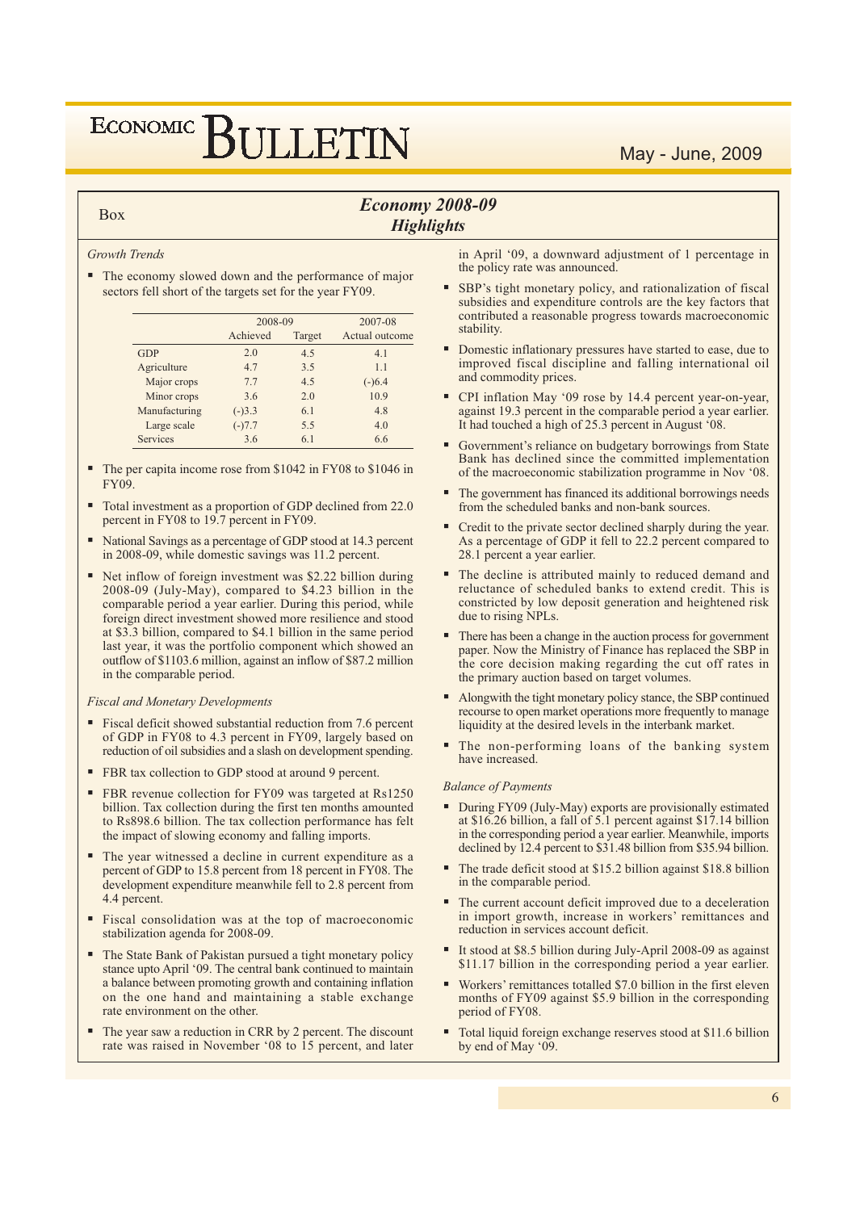Box

## *Economy 2008-09*
## *Highlights*

*Growth Trends*

- The economy slowed down and the performance of major sectors fell short of the targets set for the year FY09.

| | 2008-09 | | 2007-08 |
|---|---|---|---|
| | Achieved | Target | Actual outcome |
| GDP | 2.0 | 4.5 | 4.1 |
| Agriculture | 4.7 | 3.5 | 1.1 |
| Major crops | 7.7 | 4.5 | (-)6.4 |
| Minor crops | 3.6 | 2.0 | 10.9 |
| Manufacturing | (-)3.3 | 6.1 | 4.8 |
| Large scale | (-)7.7 | 5.5 | 4.0 |
| Services | 3.6 | 6.1 | 6.6 |

- The per capita income rose from $1042 in FY08 to $1046 in FY09.
- Total investment as a proportion of GDP declined from 22.0 percent in FY08 to 19.7 percent in FY09.
- National Savings as a percentage of GDP stood at 14.3 percent in 2008-09, while domestic savings was 11.2 percent.
- Net inflow of foreign investment was $2.22 billion during 2008-09 (July-May), compared to $4.23 billion in the comparable period a year earlier. During this period, while foreign direct investment showed more resilience and stood at $3.3 billion, compared to $4.1 billion in the same period last year, it was the portfolio component which showed an outflow of $1103.6 million, against an inflow of $87.2 million in the comparable period.

*Fiscal and Monetary Developments*

- Fiscal deficit showed substantial reduction from 7.6 percent of GDP in FY08 to 4.3 percent in FY09, largely based on reduction of oil subsidies and a slash on development spending.
- FBR tax collection to GDP stood at around 9 percent.
- FBR revenue collection for FY09 was targeted at Rs1250 billion. Tax collection during the first ten months amounted to Rs898.6 billion. The tax collection performance has felt the impact of slowing economy and falling imports.
- The year witnessed a decline in current expenditure as a percent of GDP to 15.8 percent from 18 percent in FY08. The development expenditure meanwhile fell to 2.8 percent from 4.4 percent.
- Fiscal consolidation was at the top of macroeconomic stabilization agenda for 2008-09.
- The State Bank of Pakistan pursued a tight monetary policy stance upto April '09. The central bank continued to maintain a balance between promoting growth and containing inflation on the one hand and maintaining a stable exchange rate environment on the other.
- The year saw a reduction in CRR by 2 percent. The discount rate was raised in November '08 to 15 percent, and later in April '09, a downward adjustment of 1 percentage in the policy rate was announced.
- SBP's tight monetary policy, and rationalization of fiscal subsidies and expenditure controls are the key factors that contributed a reasonable progress towards macroeconomic stability.
- Domestic inflationary pressures have started to ease, due to improved fiscal discipline and falling international oil and commodity prices.
- CPI inflation May '09 rose by 14.4 percent year-on-year, against 19.3 percent in the comparable period a year earlier. It had touched a high of 25.3 percent in August '08.
- Government's reliance on budgetary borrowings from State Bank has declined since the committed implementation of the macroeconomic stabilization programme in Nov '08.
- The government has financed its additional borrowings needs from the scheduled banks and non-bank sources.
- Credit to the private sector declined sharply during the year. As a percentage of GDP it fell to 22.2 percent compared to 28.1 percent a year earlier.
- The decline is attributed mainly to reduced demand and reluctance of scheduled banks to extend credit. This is constricted by low deposit generation and heightened risk due to rising NPLs.
- There has been a change in the auction process for government paper. Now the Ministry of Finance has replaced the SBP in the core decision making regarding the cut off rates in the primary auction based on target volumes.
- Alongwith the tight monetary policy stance, the SBP continued recourse to open market operations more frequently to manage liquidity at the desired levels in the interbank market.
- The non-performing loans of the banking system have increased.

*Balance of Payments*

- During FY09 (July-May) exports are provisionally estimated at $16.26 billion, a fall of 5.1 percent against $17.14 billion in the corresponding period a year earlier. Meanwhile, imports declined by 12.4 percent to $31.48 billion from $35.94 billion.
- The trade deficit stood at $15.2 billion against $18.8 billion in the comparable period.
- The current account deficit improved due to a deceleration in import growth, increase in workers' remittances and reduction in services account deficit.
- It stood at $8.5 billion during July-April 2008-09 as against $11.17 billion in the corresponding period a year earlier.
- Workers' remittances totalled $7.0 billion in the first eleven months of FY09 against $5.9 billion in the corresponding period of FY08.
- Total liquid foreign exchange reserves stood at $11.6 billion by end of May '09.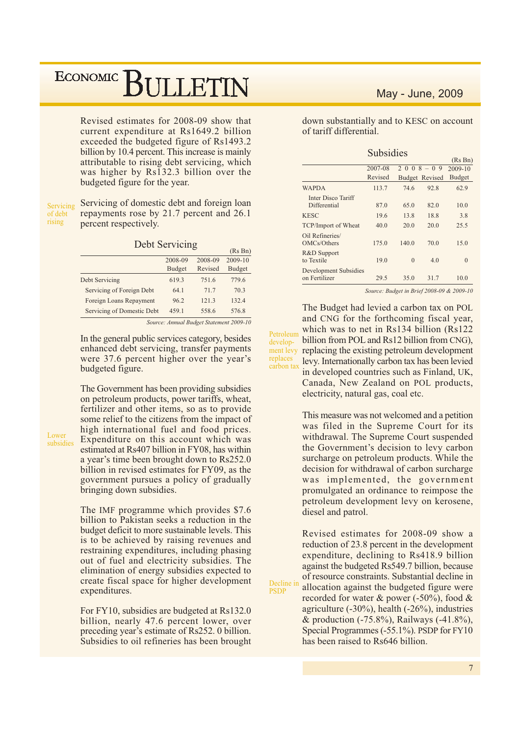Revised estimates for 2008-09 show that current expenditure at Rs1649.2 billion exceeded the budgeted figure of Rs1493.2 billion by 10.4 percent. This increase is mainly attributable to rising debt servicing, which was higher by Rs132.3 billion over the budgeted figure for the year.

*Servicing of debt rising*

Servicing of domestic debt and foreign loan repayments rose by 21.7 percent and 26.1 percent respectively.

### Debt Servicing

(Rs Bn)

| | 2008-09 Budget | 2008-09 Revised | 2009-10 Budget |
|---|---|---|---|
| Debt Servicing | 619.3 | 751.6 | 779.6 |
| Servicing of Foreign Debt | 64.1 | 71.7 | 70.3 |
| Foreign Loans Repayment | 96.2 | 121.3 | 132.4 |
| Servicing of Domestic Debt | 459.1 | 558.6 | 576.8 |

*Source: Annual Budget Statement 2009-10*

In the general public services category, besides enhanced debt servicing, transfer payments were 37.6 percent higher over the year's budgeted figure.

*Lower subsidies*

The Government has been providing subsidies on petroleum products, power tariffs, wheat, fertilizer and other items, so as to provide some relief to the citizens from the impact of high international fuel and food prices. Expenditure on this account which was estimated at Rs407 billion in FY08, has within a year's time been brought down to Rs252.0 billion in revised estimates for FY09, as the government pursues a policy of gradually bringing down subsidies.

The IMF programme which provides $7.6 billion to Pakistan seeks a reduction in the budget deficit to more sustainable levels. This is to be achieved by raising revenues and restraining expenditures, including phasing out of fuel and electricity subsidies. The elimination of energy subsidies expected to create fiscal space for higher development expenditures.

For FY10, subsidies are budgeted at Rs132.0 billion, nearly 47.6 percent lower, over preceding year's estimate of Rs252. 0 billion. Subsidies to oil refineries has been brought down substantially and to KESC on account of tariff differential.

### Subsidies

(Rs Bn)

| | 2007-08 Revised | 2008-09 Budget | 2008-09 Revised | 2009-10 Budget |
|---|---|---|---|---|
| WAPDA | 113.7 | 74.6 | 92.8 | 62.9 |
| Inter Disco Tariff Differential | 87.0 | 65.0 | 82.0 | 10.0 |
| KESC | 19.6 | 13.8 | 18.8 | 3.8 |
| TCP/Import of Wheat | 40.0 | 20.0 | 20.0 | 25.5 |
| Oil Refineries/ OMCs/Others | 175.0 | 140.0 | 70.0 | 15.0 |
| R&D Support to Textile | 19.0 | 0 | 4.0 | 0 |
| Development Subsidies on Fertilizer | 29.5 | 35.0 | 31.7 | 10.0 |

*Source: Budget in Brief 2008-09 & 2009-10*

*Petroleum development levy replaces carbon tax*

The Budget had levied a carbon tax on POL and CNG for the forthcoming fiscal year, which was to net in Rs134 billion (Rs122 billion from POL and Rs12 billion from CNG), replacing the existing petroleum development levy. Internationally carbon tax has been levied in developed countries such as Finland, UK, Canada, New Zealand on POL products, electricity, natural gas, coal etc.

This measure was not welcomed and a petition was filed in the Supreme Court for its withdrawal. The Supreme Court suspended the Government's decision to levy carbon surcharge on petroleum products. While the decision for withdrawal of carbon surcharge was implemented, the government promulgated an ordinance to reimpose the petroleum development levy on kerosene, diesel and patrol.

*Decline in PSDP*

Revised estimates for 2008-09 show a reduction of 23.8 percent in the development expenditure, declining to Rs418.9 billion against the budgeted Rs549.7 billion, because of resource constraints. Substantial decline in allocation against the budgeted figure were recorded for water & power (-50%), food & agriculture (-30%), health (-26%), industries & production (-75.8%), Railways (-41.8%), Special Programmes (-55.1%). PSDP for FY10 has been raised to Rs646 billion.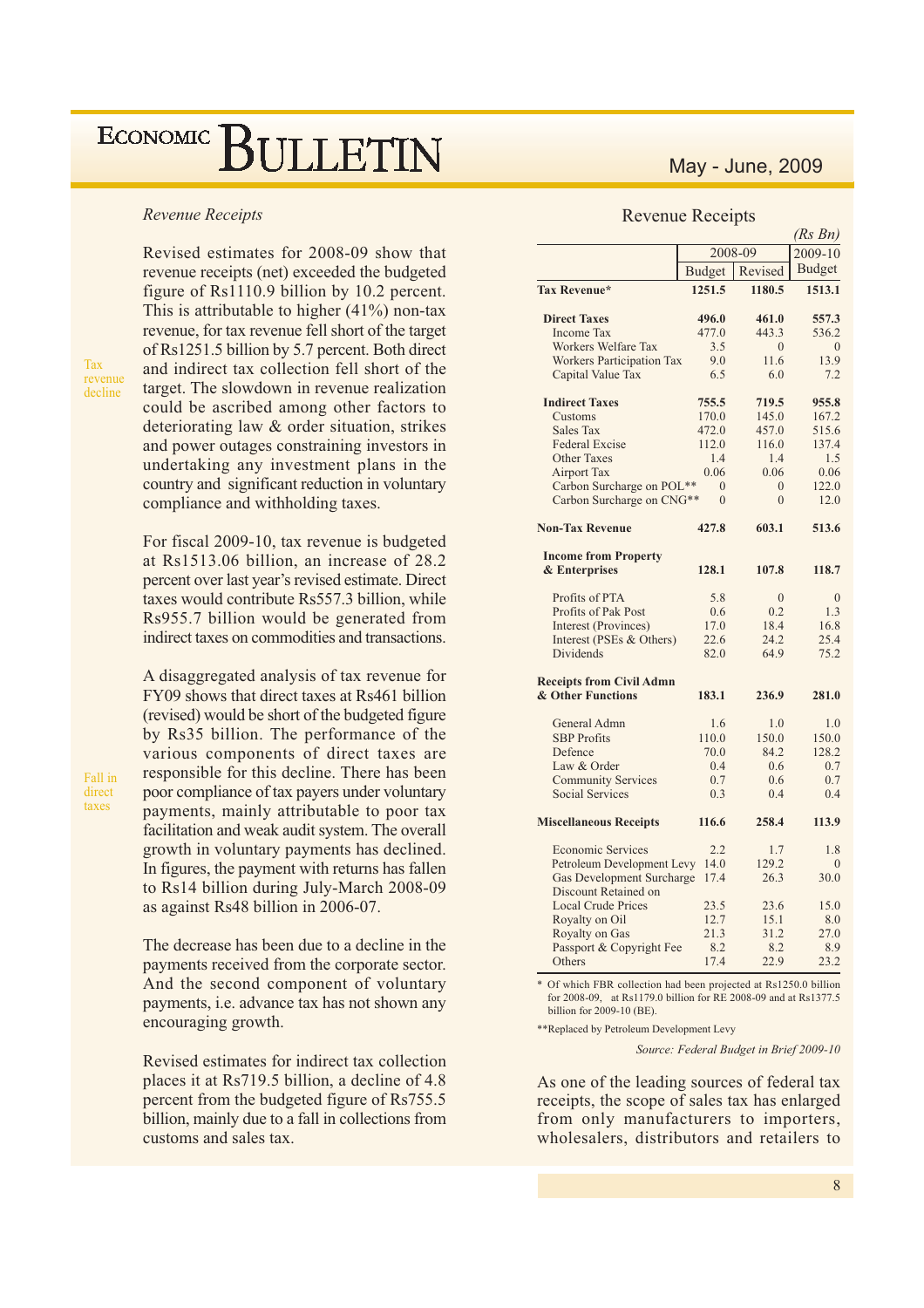*Revenue Receipts*

Revised estimates for 2008-09 show that revenue receipts (net) exceeded the budgeted figure of Rs1110.9 billion by 10.2 percent. This is attributable to higher (41%) non-tax revenue, for tax revenue fell short of the target of Rs1251.5 billion by 5.7 percent. Both direct and indirect tax collection fell short of the target. The slowdown in revenue realization could be ascribed among other factors to deteriorating law & order situation, strikes and power outages constraining investors in undertaking any investment plans in the country and significant reduction in voluntary compliance and withholding taxes.

Tax revenue decline

For fiscal 2009-10, tax revenue is budgeted at Rs1513.06 billion, an increase of 28.2 percent over last year's revised estimate. Direct taxes would contribute Rs557.3 billion, while Rs955.7 billion would be generated from indirect taxes on commodities and transactions.

A disaggregated analysis of tax revenue for FY09 shows that direct taxes at Rs461 billion (revised) would be short of the budgeted figure by Rs35 billion. The performance of the various components of direct taxes are responsible for this decline. There has been poor compliance of tax payers under voluntary payments, mainly attributable to poor tax facilitation and weak audit system. The overall growth in voluntary payments has declined. In figures, the payment with returns has fallen to Rs14 billion during July-March 2008-09 as against Rs48 billion in 2006-07.

Fall in direct taxes

The decrease has been due to a decline in the payments received from the corporate sector. And the second component of voluntary payments, i.e. advance tax has not shown any encouraging growth.

Revised estimates for indirect tax collection places it at Rs719.5 billion, a decline of 4.8 percent from the budgeted figure of Rs755.5 billion, mainly due to a fall in collections from customs and sales tax.

### Revenue Receipts

*(Rs Bn)*

| | 2008-09 | | 2009-10 |
|---|---|---|---|
| | Budget | Revised | Budget |
| **Tax Revenue*** | **1251.5** | **1180.5** | **1513.1** |
| **Direct Taxes** | **496.0** | **461.0** | **557.3** |
| Income Tax | 477.0 | 443.3 | 536.2 |
| Workers Welfare Tax | 3.5 | 0 | 0 |
| Workers Participation Tax | 9.0 | 11.6 | 13.9 |
| Capital Value Tax | 6.5 | 6.0 | 7.2 |
| **Indirect Taxes** | **755.5** | **719.5** | **955.8** |
| Customs | 170.0 | 145.0 | 167.2 |
| Sales Tax | 472.0 | 457.0 | 515.6 |
| Federal Excise | 112.0 | 116.0 | 137.4 |
| Other Taxes | 1.4 | 1.4 | 1.5 |
| Airport Tax | 0.06 | 0.06 | 0.06 |
| Carbon Surcharge on POL** | 0 | 0 | 122.0 |
| Carbon Surcharge on CNG** | 0 | 0 | 12.0 |
| **Non-Tax Revenue** | **427.8** | **603.1** | **513.6** |
| **Income from Property & Enterprises** | **128.1** | **107.8** | **118.7** |
| Profits of PTA | 5.8 | 0 | 0 |
| Profits of Pak Post | 0.6 | 0.2 | 1.3 |
| Interest (Provinces) | 17.0 | 18.4 | 16.8 |
| Interest (PSEs & Others) | 22.6 | 24.2 | 25.4 |
| Dividends | 82.0 | 64.9 | 75.2 |
| **Receipts from Civil Admn & Other Functions** | **183.1** | **236.9** | **281.0** |
| General Admn | 1.6 | 1.0 | 1.0 |
| SBP Profits | 110.0 | 150.0 | 150.0 |
| Defence | 70.0 | 84.2 | 128.2 |
| Law & Order | 0.4 | 0.6 | 0.7 |
| Community Services | 0.7 | 0.6 | 0.7 |
| Social Services | 0.3 | 0.4 | 0.4 |
| **Miscellaneous Receipts** | **116.6** | **258.4** | **113.9** |
| Economic Services | 2.2 | 1.7 | 1.8 |
| Petroleum Development Levy | 14.0 | 129.2 | 0 |
| Gas Development Surcharge | 17.4 | 26.3 | 30.0 |
| Discount Retained on Local Crude Prices | 23.5 | 23.6 | 15.0 |
| Royalty on Oil | 12.7 | 15.1 | 8.0 |
| Royalty on Gas | 21.3 | 31.2 | 27.0 |
| Passport & Copyright Fee | 8.2 | 8.2 | 8.9 |
| Others | 17.4 | 22.9 | 23.2 |

\* Of which FBR collection had been projected at Rs1250.0 billion for 2008-09, at Rs1179.0 billion for RE 2008-09 and at Rs1377.5 billion for 2009-10 (BE).

**Replaced by Petroleum Development Levy

*Source: Federal Budget in Brief 2009-10*

As one of the leading sources of federal tax receipts, the scope of sales tax has enlarged from only manufacturers to importers, wholesalers, distributors and retailers to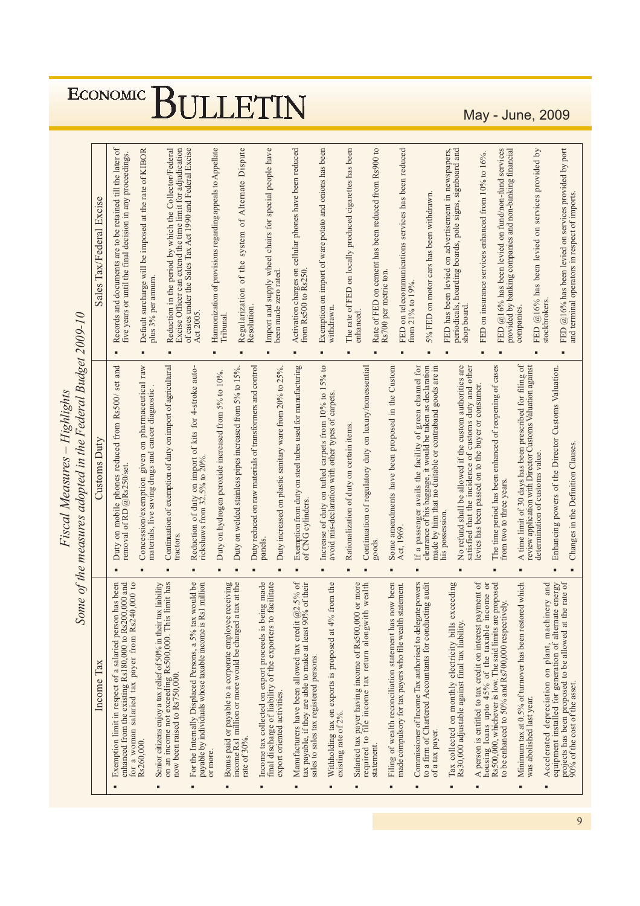# Fiscal Measures – Highlights

## Some of the measures adopted in the Federal Budget 2009-10

### Income Tax

- Exemption limit in respect of a salaried person has been enhanced from the existing Rs180,000 to Rs200,000 and for a woman salaried tax payer from Rs240,000 to Rs260,000.
- Senior citizens enjoy a tax relief of 50% in their tax liability on an income not exceeding Rs500,000. This limit has now been raised to Rs750,000.
- For the Internally Displaced Persons, a 5% tax would be payable by individuals whose taxable income is Rs1 million or more.
- Bonus paid or payable to a corporate employee receiving income Rs1 million or more would be charged a tax at the rate of 30%.
- Income tax collected on export proceeds is being made final discharge of liability of the exporters to facilitate export oriented activities.
- Manufacturers have been allowed tax credit @2.5% of tax payable, if they are able to make at least 90% of their sales to sales tax registered persons.
- Withholding tax on exports is proposed at 4% from the existing rate of 2%.
- Salaried tax payer having income of Rs500,000 or more required to file income tax return alongwith wealth statement.
- Filing of wealth reconciliation statement has now been made compulsory for tax payers who file wealth statement.
- Commissioner of Income Tax authorised to delegate powers to a firm of Chartered Accountants for conducting audit of a tax payer.
- Tax collected on monthly electricity bills exceeding Rs30,000 adjustable against final tax liability.
- A person is entitled to tax credit on interest payment of housing loans upto 45% of the taxable income or Rs500,000, whichever is low. The said limits are proposed to be enhanced to 50% and Rs700,000 respectively.
- Minimum tax at 0.5% of turnover has been restored which was abolished last year.
- Accelerated depreciation on plant, machinery and equipment installed for generation of alternate energy projects has been proposed to be allowed at the rate of 90% of the cost of the asset.

### Customs Duty

- Duty on mobile phones reduced from Rs500/ set and removal of RD @Rs250/set.
- Concession/exemption given on pharmaceutical raw materials, live saving drugs and cancer diagnostic.
- Continuation of exemption of duty on import of agricultural tractors.
- Reduction of duty on import of kits for 4-stroke auto-rickshaws from 32.5% to 20%.
- Duty on hydrogen peroxide increased from 5% to 10%.
- Duty on welded stainless pipes increased from 5% to 15%.
- Duty reduced on raw materials of transformers and control panels.
- Duty increased on plastic sanitary ware from 20% to 25%.
- Exemption from duty on steel tubes used for manufacturing of CNG cylinders.
- Increase of duty on tufted carpets from 10% to 15% to avoid mis-declaration with other types of carpets.
- Rationalization of duty on certain items.
- Continuation of regulatory duty on luxury/nonessential goods.
- Some amendments have been proposed in the Custom Act, 1969.
- If a passenger avails the facility of green channel for clearance of his baggage, it would be taken as declaration made by him that no duitable or contraband goods are in his possession.
- No refund shall be allowed if the custom authorities are satisfied that the incidence of customs duty and other levies has been passed on to the buyer or consumer.
- The time period has been enhanced of reopening of cases from two to three years.
- A time limit of 30 days has been prescribed for filing of review application with Director Customs Valuation against determination of customs value.
- Enhancing powers of the Director Customs Valuation.
- Changes in the Definition Clauses.

### Sales Tax/Federal Excise

- Records and documents are to be retained till the later of five years or until the final decision in any proceedings.
- Default surcharge will be imposed at the rate of KIBOR plus 3% per annum.
- Reduction in the period by which the Collector/Federal Excise Officer can extend the time limit for adjudication of cases under the Sales Tax Act 1990 and Federal Excise Act 2005.
- Harmonization of provisions regarding appeals to Appellate Tribunal.
- Regularization of the system of Alternate Dispute Resolution.
- Import and supply wheel chairs for special people have been made zero rated.
- Activation charges on cellular phones have been reduced from Rs500 to Rs250.
- Exemption on import of ware potato and onions has been withdrawn.
- The rate of FED on locally produced cigarettes has been enhanced.
- Rate of FED on cement has been reduced from Rs900 to Rs700 per metric ton.
- FED on telecommunications services has been reduced from 21% to 19%.
- 5% FED on motor cars has been withdrawn.
- FED has been levied on advertisement in newspapers, periodicals, hoarding boards, pole signs, signboard and shop board.
- FED on insurance services enhanced from 10% to 16%.
- FED @16% has been levied on fund/non-fund services provided by banking companies and non-banking financial companies.
- FED @16% has been levied on services provided by stockbrokers.
- FED @16% has been levied on services provided by port and terminal operators in respect of imports.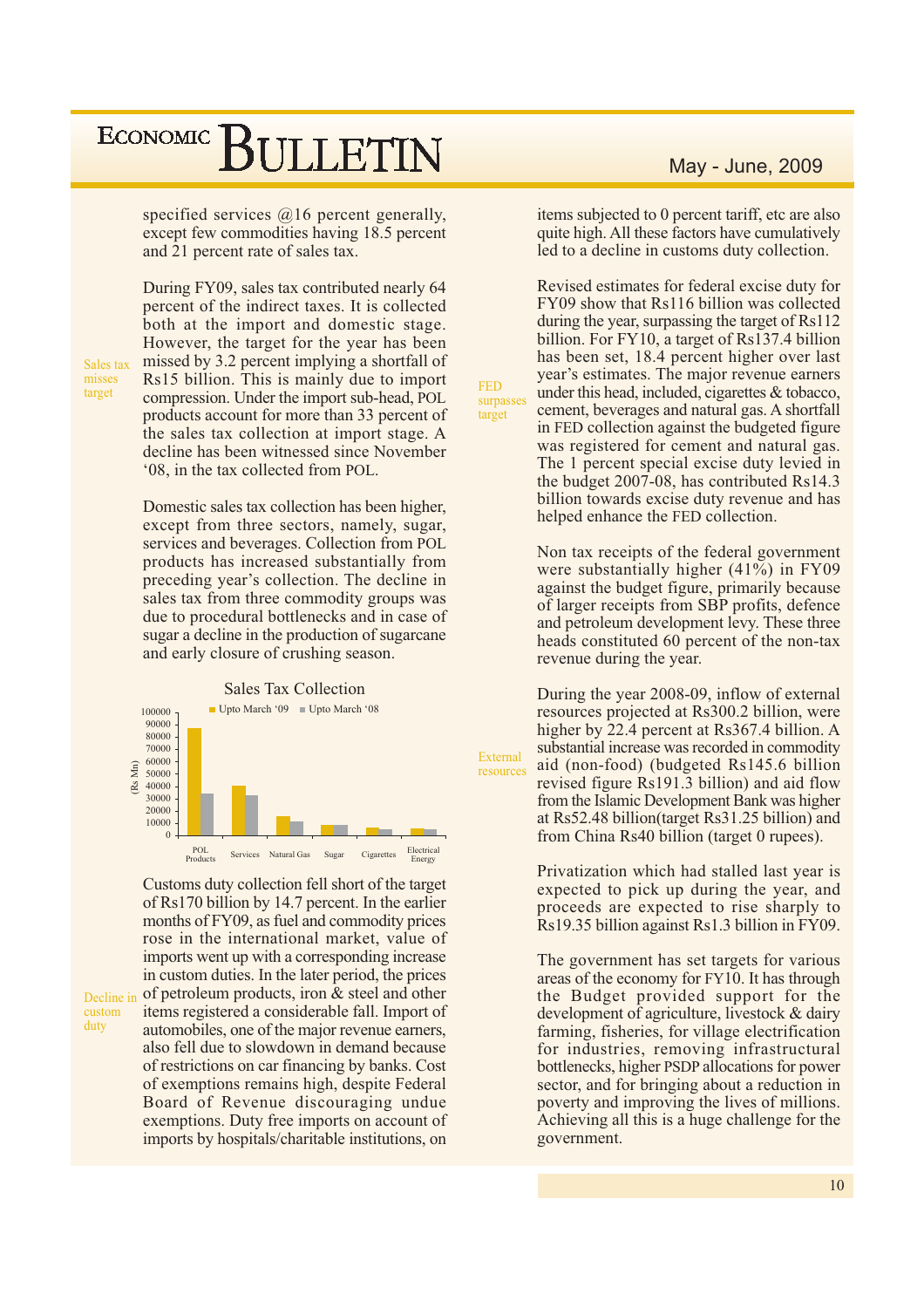specified services @16 percent generally, except few commodities having 18.5 percent and 21 percent rate of sales tax.

*Sales tax misses target*

During FY09, sales tax contributed nearly 64 percent of the indirect taxes. It is collected both at the import and domestic stage. However, the target for the year has been missed by 3.2 percent implying a shortfall of Rs15 billion. This is mainly due to import compression. Under the import sub-head, POL products account for more than 33 percent of the sales tax collection at import stage. A decline has been witnessed since November '08, in the tax collected from POL.

Domestic sales tax collection has been higher, except from three sectors, namely, sugar, services and beverages. Collection from POL products has increased substantially from preceding year's collection. The decline in sales tax from three commodity groups was due to procedural bottlenecks and in case of sugar a decline in the production of sugarcane and early closure of crushing season.

**Sales Tax Collection**

(Rs Mn) — Upto March '09 / Upto March '08

Categories: POL Products, Services, Natural Gas, Sugar, Cigarettes, Electrical Energy

*Decline in custom duty*

Customs duty collection fell short of the target of Rs170 billion by 14.7 percent. In the earlier months of FY09, as fuel and commodity prices rose in the international market, value of imports went up with a corresponding increase in custom duties. In the later period, the prices of petroleum products, iron & steel and other items registered a considerable fall. Import of automobiles, one of the major revenue earners, also fell due to slowdown in demand because of restrictions on car financing by banks. Cost of exemptions remains high, despite Federal Board of Revenue discouraging undue exemptions. Duty free imports on account of imports by hospitals/charitable institutions, on items subjected to 0 percent tariff, etc are also quite high. All these factors have cumulatively led to a decline in customs duty collection.

*FED surpasses target*

Revised estimates for federal excise duty for FY09 show that Rs116 billion was collected during the year, surpassing the target of Rs112 billion. For FY10, a target of Rs137.4 billion has been set, 18.4 percent higher over last year's estimates. The major revenue earners under this head, included, cigarettes & tobacco, cement, beverages and natural gas. A shortfall in FED collection against the budgeted figure was registered for cement and natural gas. The 1 percent special excise duty levied in the budget 2007-08, has contributed Rs14.3 billion towards excise duty revenue and has helped enhance the FED collection.

Non tax receipts of the federal government were substantially higher (41%) in FY09 against the budget figure, primarily because of larger receipts from SBP profits, defence and petroleum development levy. These three heads constituted 60 percent of the non-tax revenue during the year.

*External resources*

During the year 2008-09, inflow of external resources projected at Rs300.2 billion, were higher by 22.4 percent at Rs367.4 billion. A substantial increase was recorded in commodity aid (non-food) (budgeted Rs145.6 billion revised figure Rs191.3 billion) and aid flow from the Islamic Development Bank was higher at Rs52.48 billion(target Rs31.25 billion) and from China Rs40 billion (target 0 rupees).

Privatization which had stalled last year is expected to pick up during the year, and proceeds are expected to rise sharply to Rs19.35 billion against Rs1.3 billion in FY09.

The government has set targets for various areas of the economy for FY10. It has through the Budget provided support for the development of agriculture, livestock & dairy farming, fisheries, for village electrification for industries, removing infrastructural bottlenecks, higher PSDP allocations for power sector, and for bringing about a reduction in poverty and improving the lives of millions. Achieving all this is a huge challenge for the government.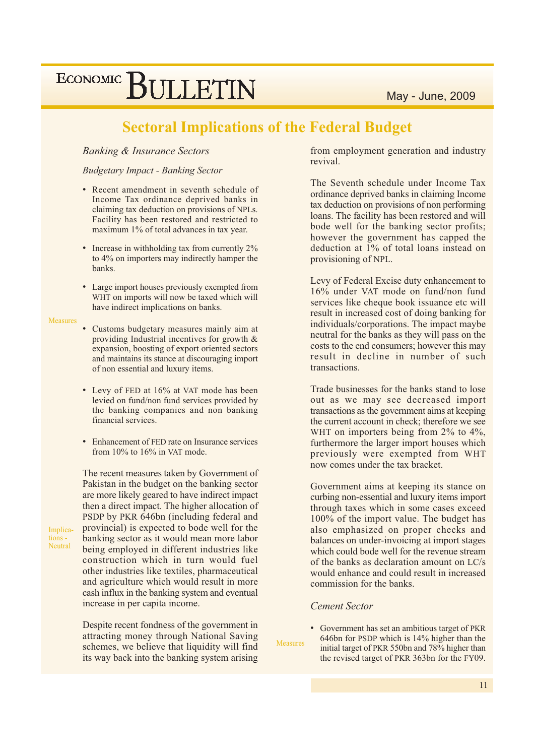## Sectoral Implications of the Federal Budget

### *Banking & Insurance Sectors*

#### *Budgetary Impact - Banking Sector*

Measures

- Recent amendment in seventh schedule of Income Tax ordinance deprived banks in claiming tax deduction on provisions of NPLs. Facility has been restored and restricted to maximum 1% of total advances in tax year.
- Increase in withholding tax from currently 2% to 4% on importers may indirectly hamper the banks.
- Large import houses previously exempted from WHT on imports will now be taxed which will have indirect implications on banks.
- Customs budgetary measures mainly aim at providing Industrial incentives for growth & expansion, boosting of export oriented sectors and maintains its stance at discouraging import of non essential and luxury items.
- Levy of FED at 16% at VAT mode has been levied on fund/non fund services provided by the banking companies and non banking financial services.
- Enhancement of FED rate on Insurance services from 10% to 16% in VAT mode.

Implications - Neutral

The recent measures taken by Government of Pakistan in the budget on the banking sector are more likely geared to have indirect impact then a direct impact. The higher allocation of PSDP by PKR 646bn (including federal and provincial) is expected to bode well for the banking sector as it would mean more labor being employed in different industries like construction which in turn would fuel other industries like textiles, pharmaceutical and agriculture which would result in more cash influx in the banking system and eventual increase in per capita income.

Despite recent fondness of the government in attracting money through National Saving schemes, we believe that liquidity will find its way back into the banking system arising from employment generation and industry revival.

The Seventh schedule under Income Tax ordinance deprived banks in claiming Income tax deduction on provisions of non performing loans. The facility has been restored and will bode well for the banking sector profits; however the government has capped the deduction at 1% of total loans instead on provisioning of NPL.

Levy of Federal Excise duty enhancement to 16% under VAT mode on fund/non fund services like cheque book issuance etc will result in increased cost of doing banking for individuals/corporations. The impact maybe neutral for the banks as they will pass on the costs to the end consumers; however this may result in decline in number of such transactions.

Trade businesses for the banks stand to lose out as we may see decreased import transactions as the government aims at keeping the current account in check; therefore we see WHT on importers being from 2% to 4%, furthermore the larger import houses which previously were exempted from WHT now comes under the tax bracket.

Government aims at keeping its stance on curbing non-essential and luxury items import through taxes which in some cases exceed 100% of the import value. The budget has also emphasized on proper checks and balances on under-invoicing at import stages which could bode well for the revenue stream of the banks as declaration amount on LC/s would enhance and could result in increased commission for the banks.

### *Cement Sector*

Measures

- Government has set an ambitious target of PKR 646bn for PSDP which is 14% higher than the initial target of PKR 550bn and 78% higher than the revised target of PKR 363bn for the FY09.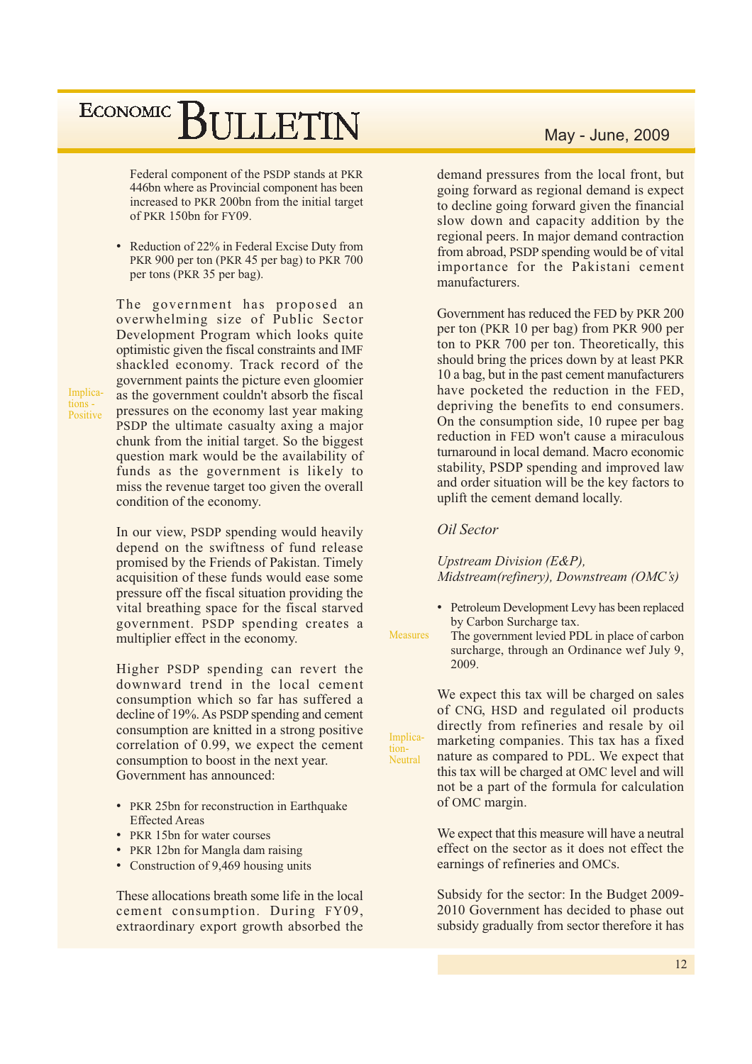Federal component of the PSDP stands at PKR 446bn where as Provincial component has been increased to PKR 200bn from the initial target of PKR 150bn for FY09.

- Reduction of 22% in Federal Excise Duty from PKR 900 per ton (PKR 45 per bag) to PKR 700 per tons (PKR 35 per bag).

Implications - Positive

The government has proposed an overwhelming size of Public Sector Development Program which looks quite optimistic given the fiscal constraints and IMF shackled economy. Track record of the government paints the picture even gloomier as the government couldn't absorb the fiscal pressures on the economy last year making PSDP the ultimate casualty axing a major chunk from the initial target. So the biggest question mark would be the availability of funds as the government is likely to miss the revenue target too given the overall condition of the economy.

In our view, PSDP spending would heavily depend on the swiftness of fund release promised by the Friends of Pakistan. Timely acquisition of these funds would ease some pressure off the fiscal situation providing the vital breathing space for the fiscal starved government. PSDP spending creates a multiplier effect in the economy.

Higher PSDP spending can revert the downward trend in the local cement consumption which so far has suffered a decline of 19%. As PSDP spending and cement consumption are knitted in a strong positive correlation of 0.99, we expect the cement consumption to boost in the next year. Government has announced:

- PKR 25bn for reconstruction in Earthquake Effected Areas
- PKR 15bn for water courses
- PKR 12bn for Mangla dam raising
- Construction of 9,469 housing units

These allocations breath some life in the local cement consumption. During FY09, extraordinary export growth absorbed the demand pressures from the local front, but going forward as regional demand is expect to decline going forward given the financial slow down and capacity addition by the regional peers. In major demand contraction from abroad, PSDP spending would be of vital importance for the Pakistani cement manufacturers.

Government has reduced the FED by PKR 200 per ton (PKR 10 per bag) from PKR 900 per ton to PKR 700 per ton. Theoretically, this should bring the prices down by at least PKR 10 a bag, but in the past cement manufacturers have pocketed the reduction in the FED, depriving the benefits to end consumers. On the consumption side, 10 rupee per bag reduction in FED won't cause a miraculous turnaround in local demand. Macro economic stability, PSDP spending and improved law and order situation will be the key factors to uplift the cement demand locally.

*Oil Sector*

*Upstream Division (E&P), Midstream(refinery), Downstream (OMC's)*

Measures

- Petroleum Development Levy has been replaced by Carbon Surcharge tax.
  The government levied PDL in place of carbon surcharge, through an Ordinance wef July 9, 2009.

Implication- Neutral

We expect this tax will be charged on sales of CNG, HSD and regulated oil products directly from refineries and resale by oil marketing companies. This tax has a fixed nature as compared to PDL. We expect that this tax will be charged at OMC level and will not be a part of the formula for calculation of OMC margin.

We expect that this measure will have a neutral effect on the sector as it does not effect the earnings of refineries and OMCs.

Subsidy for the sector: In the Budget 2009-2010 Government has decided to phase out subsidy gradually from sector therefore it has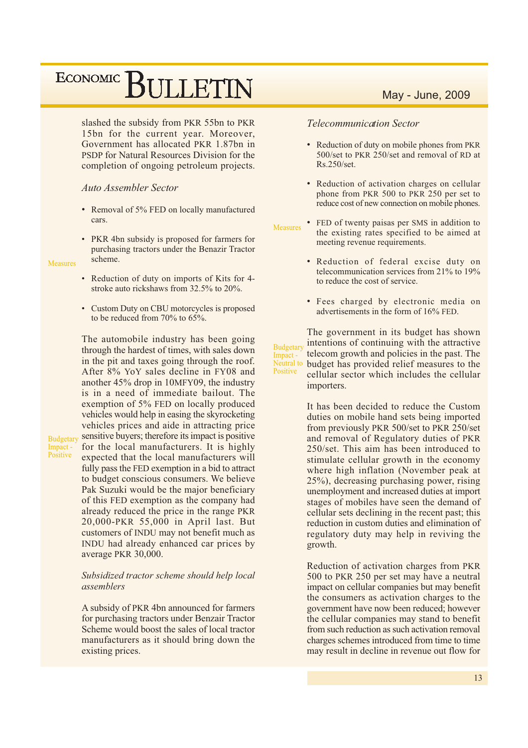slashed the subsidy from PKR 55bn to PKR 15bn for the current year. Moreover, Government has allocated PKR 1.87bn in PSDP for Natural Resources Division for the completion of ongoing petroleum projects.

*Auto Assembler Sector*

Measures

- Removal of 5% FED on locally manufactured cars.
- PKR 4bn subsidy is proposed for farmers for purchasing tractors under the Benazir Tractor scheme.
- Reduction of duty on imports of Kits for 4-stroke auto rickshaws from 32.5% to 20%.
- Custom Duty on CBU motorcycles is proposed to be reduced from 70% to 65%.

Budgetary Impact - Positive

The automobile industry has been going through the hardest of times, with sales down in the pit and taxes going through the roof. After 8% YoY sales decline in FY08 and another 45% drop in 10MFY09, the industry is in a need of immediate bailout. The exemption of 5% FED on locally produced vehicles would help in easing the skyrocketing vehicles prices and aide in attracting price sensitive buyers; therefore its impact is positive for the local manufacturers. It is highly expected that the local manufacturers will fully pass the FED exemption in a bid to attract to budget conscious consumers. We believe Pak Suzuki would be the major beneficiary of this FED exemption as the company had already reduced the price in the range PKR 20,000-PKR 55,000 in April last. But customers of INDU may not benefit much as INDU had already enhanced car prices by average PKR 30,000.

*Subsidized tractor scheme should help local assemblers*

A subsidy of PKR 4bn announced for farmers for purchasing tractors under Benzair Tractor Scheme would boost the sales of local tractor manufacturers as it should bring down the existing prices.

*Telecommunication Sector*

Measures

- Reduction of duty on mobile phones from PKR 500/set to PKR 250/set and removal of RD at Rs.250/set.
- Reduction of activation charges on cellular phone from PKR 500 to PKR 250 per set to reduce cost of new connection on mobile phones.
- FED of twenty paisas per SMS in addition to the existing rates specified to be aimed at meeting revenue requirements.
- Reduction of federal excise duty on telecommunication services from 21% to 19% to reduce the cost of service.
- Fees charged by electronic media on advertisements in the form of 16% FED.

Budgetary Impact - Neutral to Positive

The government in its budget has shown intentions of continuing with the attractive telecom growth and policies in the past. The budget has provided relief measures to the cellular sector which includes the cellular importers.

It has been decided to reduce the Custom duties on mobile hand sets being imported from previously PKR 500/set to PKR 250/set and removal of Regulatory duties of PKR 250/set. This aim has been introduced to stimulate cellular growth in the economy where high inflation (November peak at 25%), decreasing purchasing power, rising unemployment and increased duties at import stages of mobiles have seen the demand of cellular sets declining in the recent past; this reduction in custom duties and elimination of regulatory duty may help in reviving the growth.

Reduction of activation charges from PKR 500 to PKR 250 per set may have a neutral impact on cellular companies but may benefit the consumers as activation charges to the government have now been reduced; however the cellular companies may stand to benefit from such reduction as such activation removal charges schemes introduced from time to time may result in decline in revenue out flow for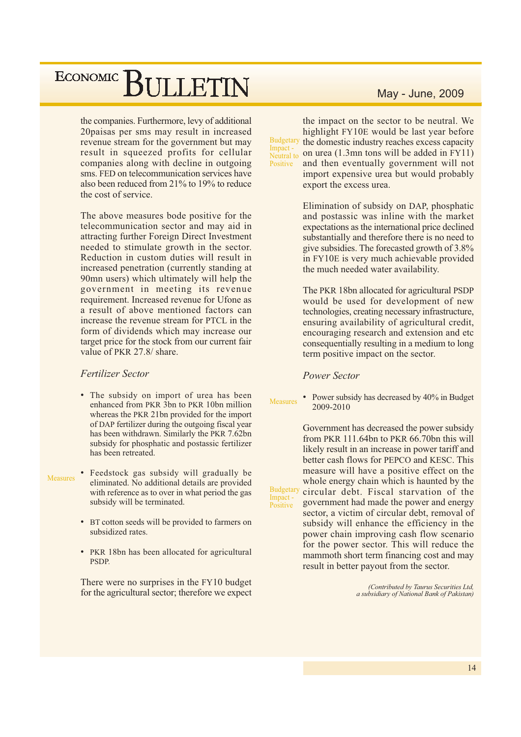the companies. Furthermore, levy of additional 20paisas per sms may result in increased revenue stream for the government but may result in squeezed profits for cellular companies along with decline in outgoing sms. FED on telecommunication services have also been reduced from 21% to 19% to reduce the cost of service.

The above measures bode positive for the telecommunication sector and may aid in attracting further Foreign Direct Investment needed to stimulate growth in the sector. Reduction in custom duties will result in increased penetration (currently standing at 90mn users) which ultimately will help the government in meeting its revenue requirement. Increased revenue for Ufone as a result of above mentioned factors can increase the revenue stream for PTCL in the form of dividends which may increase our target price for the stock from our current fair value of PKR 27.8/ share.

### *Fertilizer Sector*

Measures

- The subsidy on import of urea has been enhanced from PKR 3bn to PKR 10bn million whereas the PKR 21bn provided for the import of DAP fertilizer during the outgoing fiscal year has been withdrawn. Similarly the PKR 7.62bn subsidy for phosphatic and postassic fertilizer has been retreated.
- Feedstock gas subsidy will gradually be eliminated. No additional details are provided with reference as to over in what period the gas subsidy will be terminated.
- BT cotton seeds will be provided to farmers on subsidized rates.
- PKR 18bn has been allocated for agricultural PSDP.

Budgetary Impact - Neutral to Positive

There were no surprises in the FY10 budget for the agricultural sector; therefore we expect the impact on the sector to be neutral. We highlight FY10E would be last year before the domestic industry reaches excess capacity on urea (1.3mn tons will be added in FY11) and then eventually government will not import expensive urea but would probably export the excess urea.

Elimination of subsidy on DAP, phosphatic and postassic was inline with the market expectations as the international price declined substantially and therefore there is no need to give subsidies. The forecasted growth of 3.8% in FY10E is very much achievable provided the much needed water availability.

The PKR 18bn allocated for agricultural PSDP would be used for development of new technologies, creating necessary infrastructure, ensuring availability of agricultural credit, encouraging research and extension and etc consequentially resulting in a medium to long term positive impact on the sector.

### *Power Sector*

Measures

- Power subsidy has decreased by 40% in Budget 2009-2010

Budgetary Impact - Positive

Government has decreased the power subsidy from PKR 111.64bn to PKR 66.70bn this will likely result in an increase in power tariff and better cash flows for PEPCO and KESC. This measure will have a positive effect on the whole energy chain which is haunted by the circular debt. Fiscal starvation of the government had made the power and energy sector, a victim of circular debt, removal of subsidy will enhance the efficiency in the power chain improving cash flow scenario for the power sector. This will reduce the mammoth short term financing cost and may result in better payout from the sector.

*(Contributed by Taurus Securities Ltd, a subsidiary of National Bank of Pakistan)*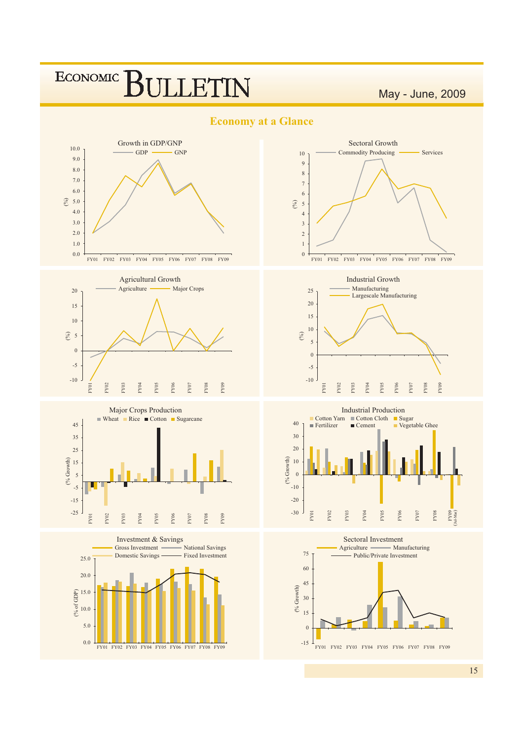# Economy at a Glance

**Growth in GDP/GNP**

GDP — GNP

(%)

FY01 FY02 FY03 FY04 FY05 FY06 FY07 FY08 FY09

**Sectoral Growth**

Commodity Producing — Services

(%)

FY01 FY02 FY03 FY04 FY05 FY06 FY07 FY08 FY09

**Agricultural Growth**

Agriculture — Major Crops

(%)

FY01 FY02 FY03 FY04 FY05 FY06 FY07 FY08 FY09

**Industrial Growth**

Manufacturing — Largescale Manufacturing

(%)

FY01 FY02 FY03 FY04 FY05 FY06 FY07 FY08 FY09

**Major Crops Production**

Wheat, Rice, Cotton, Sugarcane

(% Growth)

FY01 FY02 FY03 FY04 FY05 FY06 FY07 FY08 FY09

**Industrial Production**

Cotton Yarn, Cotton Cloth, Sugar, Fertilizer, Cement, Vegetable Ghee

(% Growth)

FY01 FY02 FY03 FY04 FY05 FY06 FY07 FY08 FY09 (Jul-Mar)

**Investment & Savings**

Gross Investment, National Savings, Domestic Savings, Fixed Investment

(% of GDP)

FY01 FY02 FY03 FY04 FY05 FY06 FY07 FY08 FY09

**Sectoral Investment**

Agriculture, Manufacturing, Public/Private Investment

(% Growth)

FY01 FY02 FY03 FY04 FY05 FY06 FY07 FY08 FY09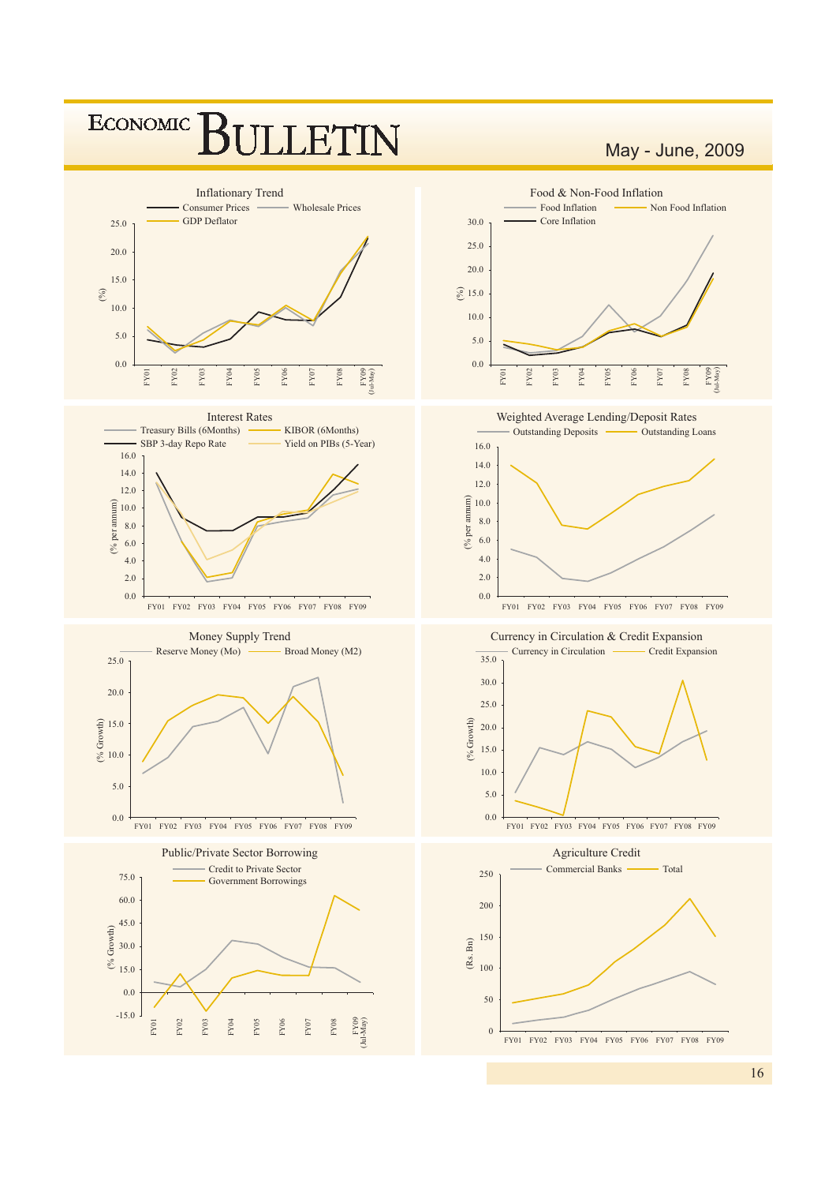Inflationary Trend

Consumer Prices — Wholesale Prices — GDP Deflator

(%)

FY01 FY02 FY03 FY04 FY05 FY06 FY07 FY08 FY09 (Jul-May)

Food & Non-Food Inflation

Food Inflation — Non Food Inflation — Core Inflation

(%)

FY01 FY02 FY03 FY04 FY05 FY06 FY07 FY08 FY09 (Jul-May)

Interest Rates

Treasury Bills (6Months) — KIBOR (6Months) — SBP 3-day Repo Rate — Yield on PIBs (5-Year)

(% per annum)

FY01 FY02 FY03 FY04 FY05 FY06 FY07 FY08 FY09

Weighted Average Lending/Deposit Rates

Outstanding Deposits — Outstanding Loans

(% per annum)

FY01 FY02 FY03 FY04 FY05 FY06 FY07 FY08 FY09

Money Supply Trend

Reserve Money (Mo) — Broad Money (M2)

(% Growth)

FY01 FY02 FY03 FY04 FY05 FY06 FY07 FY08 FY09

Currency in Circulation & Credit Expansion

Currency in Circulation — Credit Expansion

(% Growth)

FY01 FY02 FY03 FY04 FY05 FY06 FY07 FY08 FY09

Public/Private Sector Borrowing

Credit to Private Sector — Government Borrowings

(% Growth)

FY01 FY02 FY03 FY04 FY05 FY06 FY07 FY08 FY09 (Jul-May)

Agriculture Credit

Commercial Banks — Total

(Rs. Bn)

FY01 FY02 FY03 FY04 FY05 FY06 FY07 FY08 FY09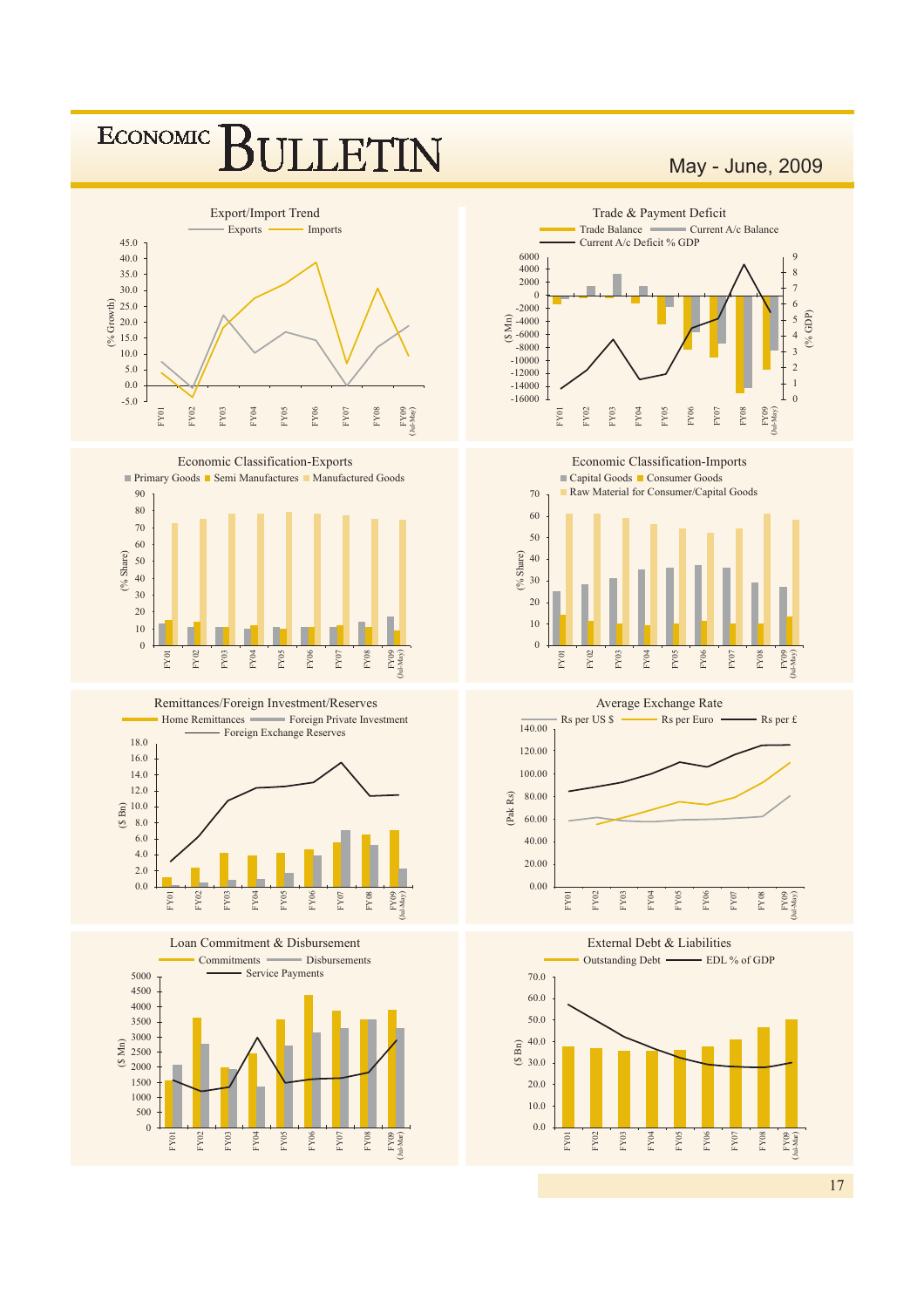## Export/Import Trend

Exports — Imports

(% Growth)

FY01, FY02, FY03, FY04, FY05, FY06, FY07, FY08, FY09 (Jul-May)

## Trade & Payment Deficit

Trade Balance — Current A/c Balance — Current A/c Deficit % GDP

($ Mn) / (% GDP)

FY01, FY02, FY03, FY04, FY05, FY06, FY07, FY08, FY09 (Jul-May)

## Economic Classification-Exports

Primary Goods — Semi Manufactures — Manufactured Goods

(% Share)

FY01, FY02, FY03, FY04, FY05, FY06, FY07, FY08, FY09 (Jul-May)

## Economic Classification-Imports

Capital Goods — Consumer Goods — Raw Material for Consumer/Capital Goods

(% Share)

FY01, FY02, FY03, FY04, FY05, FY06, FY07, FY08, FY09 (Jul-May)

## Remittances/Foreign Investment/Reserves

Home Remittances — Foreign Private Investment — Foreign Exchange Reserves

($ Bn)

FY01, FY02, FY03, FY04, FY05, FY06, FY07, FY08, FY09 (Jul-May)

## Average Exchange Rate

Rs per US $ — Rs per Euro — Rs per £

(Pak Rs)

FY01, FY02, FY03, FY04, FY05, FY06, FY07, FY08, FY09 (Jul-May)

## Loan Commitment & Disbursement

Commitments — Disbursements — Service Payments

($ Mn)

FY01, FY02, FY03, FY04, FY05, FY06, FY07, FY08, FY09 (Jul-Mar)

## External Debt & Liabilities

Outstanding Debt — EDL % of GDP

($ Bn)

FY01, FY02, FY03, FY04, FY05, FY06, FY07, FY08, FY09 (Jul-Mar)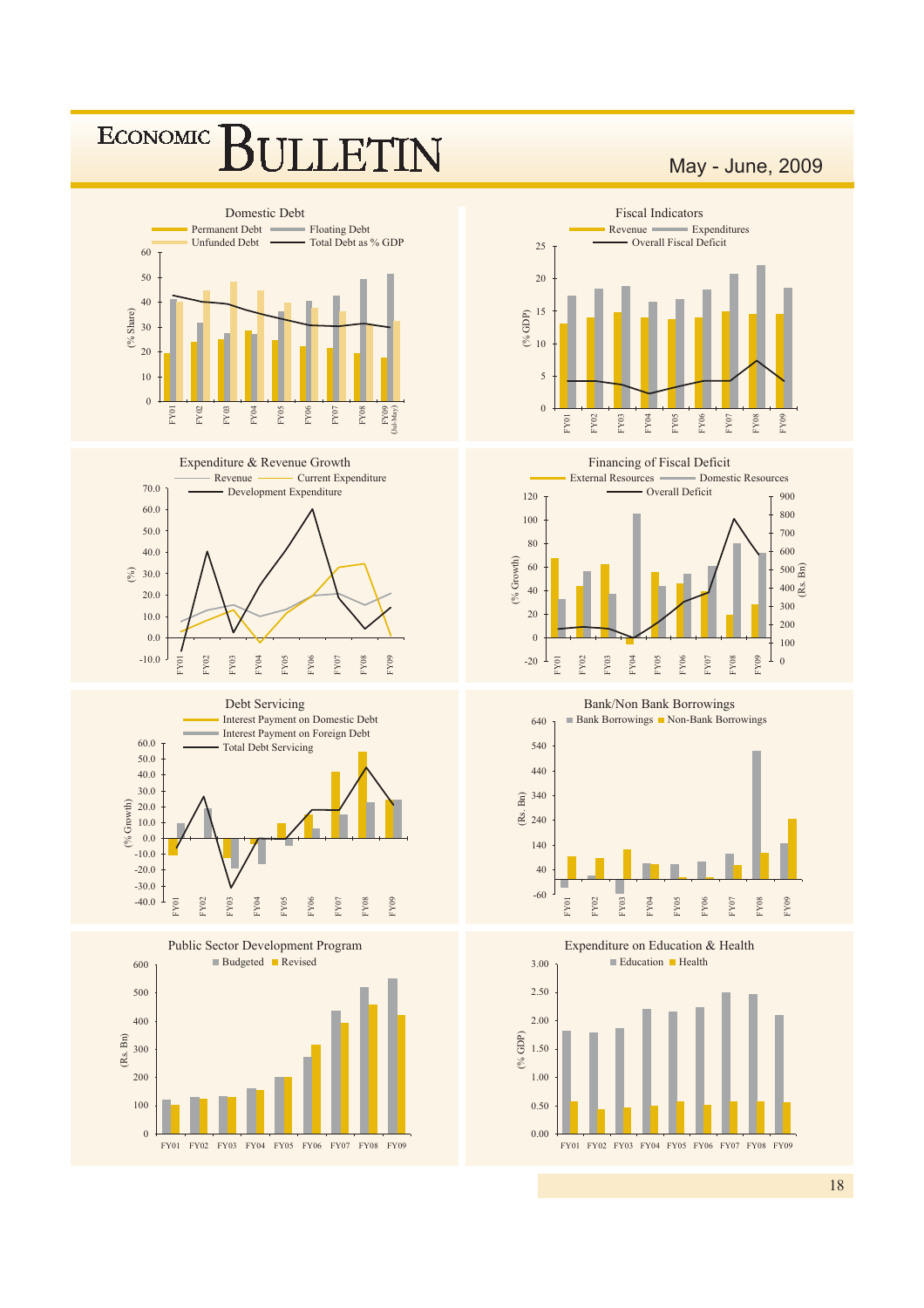## Domestic Debt

Permanent Debt | Floating Debt | Unfunded Debt | Total Debt as % GDP

(% Share)

FY01 FY02 FY03 FY04 FY05 FY06 FY07 FY08 FY09 (Jul-May)

## Fiscal Indicators

Revenue | Expenditures | Overall Fiscal Deficit

(% GDP)

FY01 FY02 FY03 FY04 FY05 FY06 FY07 FY08 FY09

## Expenditure & Revenue Growth

Revenue | Current Expenditure | Development Expenditure

(%)

FY01 FY02 FY03 FY04 FY05 FY06 FY07 FY08 FY09

## Financing of Fiscal Deficit

External Resources | Domestic Resources | Overall Deficit

(% Growth) (Rs. Bn)

FY01 FY02 FY03 FY04 FY05 FY06 FY07 FY08 FY09

## Debt Servicing

Interest Payment on Domestic Debt | Interest Payment on Foreign Debt | Total Debt Servicing

(% Growth)

FY01 FY02 FY03 FY04 FY05 FY06 FY07 FY08 FY09

## Bank/Non Bank Borrowings

Bank Borrowings | Non-Bank Borrowings

(Rs. Bn)

FY01 FY02 FY03 FY04 FY05 FY06 FY07 FY08 FY09

## Public Sector Development Program

Budgeted | Revised

(Rs. Bn)

FY01 FY02 FY03 FY04 FY05 FY06 FY07 FY08 FY09

## Expenditure on Education & Health

Education | Health

(% GDP)

FY01 FY02 FY03 FY04 FY05 FY06 FY07 FY08 FY09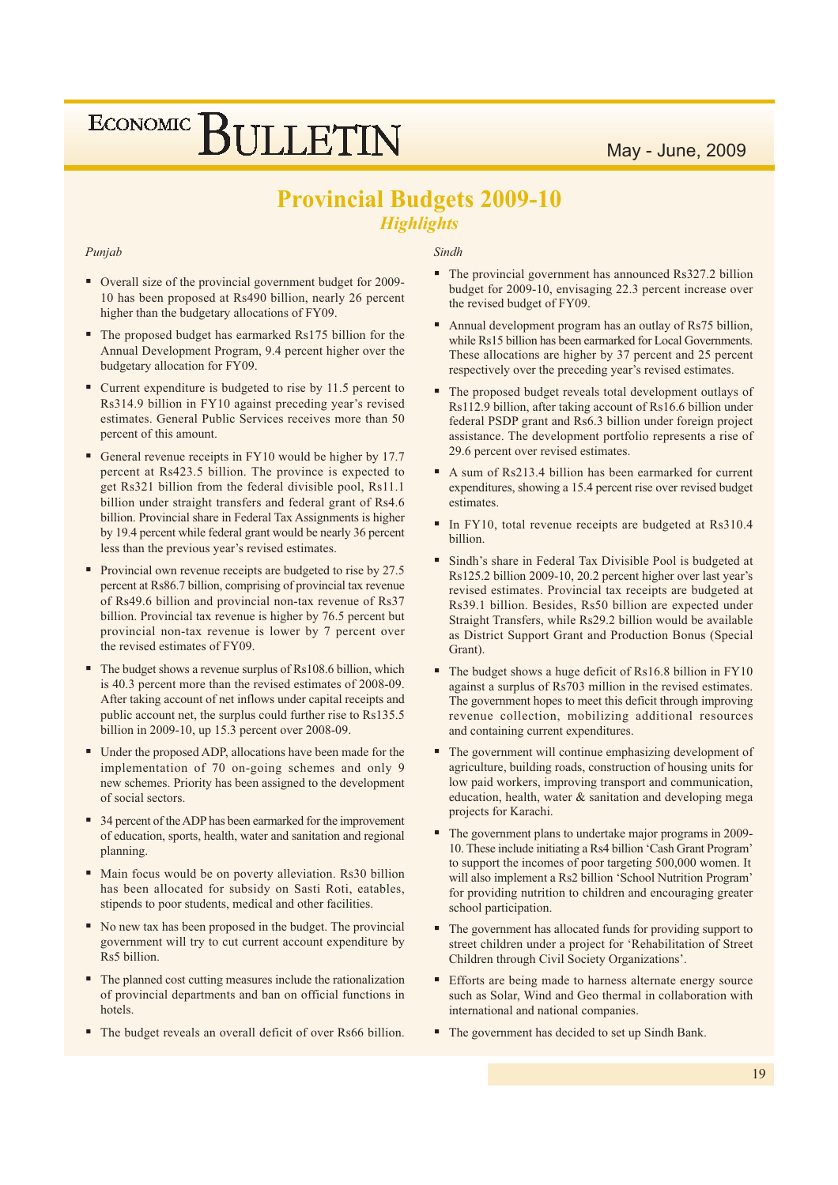# Provincial Budgets 2009-10

## *Highlights*

*Punjab*

- Overall size of the provincial government budget for 2009-10 has been proposed at Rs490 billion, nearly 26 percent higher than the budgetary allocations of FY09.
- The proposed budget has earmarked Rs175 billion for the Annual Development Program, 9.4 percent higher over the budgetary allocation for FY09.
- Current expenditure is budgeted to rise by 11.5 percent to Rs314.9 billion in FY10 against preceding year's revised estimates. General Public Services receives more than 50 percent of this amount.
- General revenue receipts in FY10 would be higher by 17.7 percent at Rs423.5 billion. The province is expected to get Rs321 billion from the federal divisible pool, Rs11.1 billion under straight transfers and federal grant of Rs4.6 billion. Provincial share in Federal Tax Assignments is higher by 19.4 percent while federal grant would be nearly 36 percent less than the previous year's revised estimates.
- Provincial own revenue receipts are budgeted to rise by 27.5 percent at Rs86.7 billion, comprising of provincial tax revenue of Rs49.6 billion and provincial non-tax revenue of Rs37 billion. Provincial tax revenue is higher by 76.5 percent but provincial non-tax revenue is lower by 7 percent over the revised estimates of FY09.
- The budget shows a revenue surplus of Rs108.6 billion, which is 40.3 percent more than the revised estimates of 2008-09. After taking account of net inflows under capital receipts and public account net, the surplus could further rise to Rs135.5 billion in 2009-10, up 15.3 percent over 2008-09.
- Under the proposed ADP, allocations have been made for the implementation of 70 on-going schemes and only 9 new schemes. Priority has been assigned to the development of social sectors.
- 34 percent of the ADP has been earmarked for the improvement of education, sports, health, water and sanitation and regional planning.
- Main focus would be on poverty alleviation. Rs30 billion has been allocated for subsidy on Sasti Roti, eatables, stipends to poor students, medical and other facilities.
- No new tax has been proposed in the budget. The provincial government will try to cut current account expenditure by Rs5 billion.
- The planned cost cutting measures include the rationalization of provincial departments and ban on official functions in hotels.
- The budget reveals an overall deficit of over Rs66 billion.

*Sindh*

- The provincial government has announced Rs327.2 billion budget for 2009-10, envisaging 22.3 percent increase over the revised budget of FY09.
- Annual development program has an outlay of Rs75 billion, while Rs15 billion has been earmarked for Local Governments. These allocations are higher by 37 percent and 25 percent respectively over the preceding year's revised estimates.
- The proposed budget reveals total development outlays of Rs112.9 billion, after taking account of Rs16.6 billion under federal PSDP grant and Rs6.3 billion under foreign project assistance. The development portfolio represents a rise of 29.6 percent over revised estimates.
- A sum of Rs213.4 billion has been earmarked for current expenditures, showing a 15.4 percent rise over revised budget estimates.
- In FY10, total revenue receipts are budgeted at Rs310.4 billion.
- Sindh's share in Federal Tax Divisible Pool is budgeted at Rs125.2 billion 2009-10, 20.2 percent higher over last year's revised estimates. Provincial tax receipts are budgeted at Rs39.1 billion. Besides, Rs50 billion are expected under Straight Transfers, while Rs29.2 billion would be available as District Support Grant and Production Bonus (Special Grant).
- The budget shows a huge deficit of Rs16.8 billion in FY10 against a surplus of Rs703 million in the revised estimates. The government hopes to meet this deficit through improving revenue collection, mobilizing additional resources and containing current expenditures.
- The government will continue emphasizing development of agriculture, building roads, construction of housing units for low paid workers, improving transport and communication, education, health, water & sanitation and developing mega projects for Karachi.
- The government plans to undertake major programs in 2009-10. These include initiating a Rs4 billion 'Cash Grant Program' to support the incomes of poor targeting 500,000 women. It will also implement a Rs2 billion 'School Nutrition Program' for providing nutrition to children and encouraging greater school participation.
- The government has allocated funds for providing support to street children under a project for 'Rehabilitation of Street Children through Civil Society Organizations'.
- Efforts are being made to harness alternate energy source such as Solar, Wind and Geo thermal in collaboration with international and national companies.
- The government has decided to set up Sindh Bank.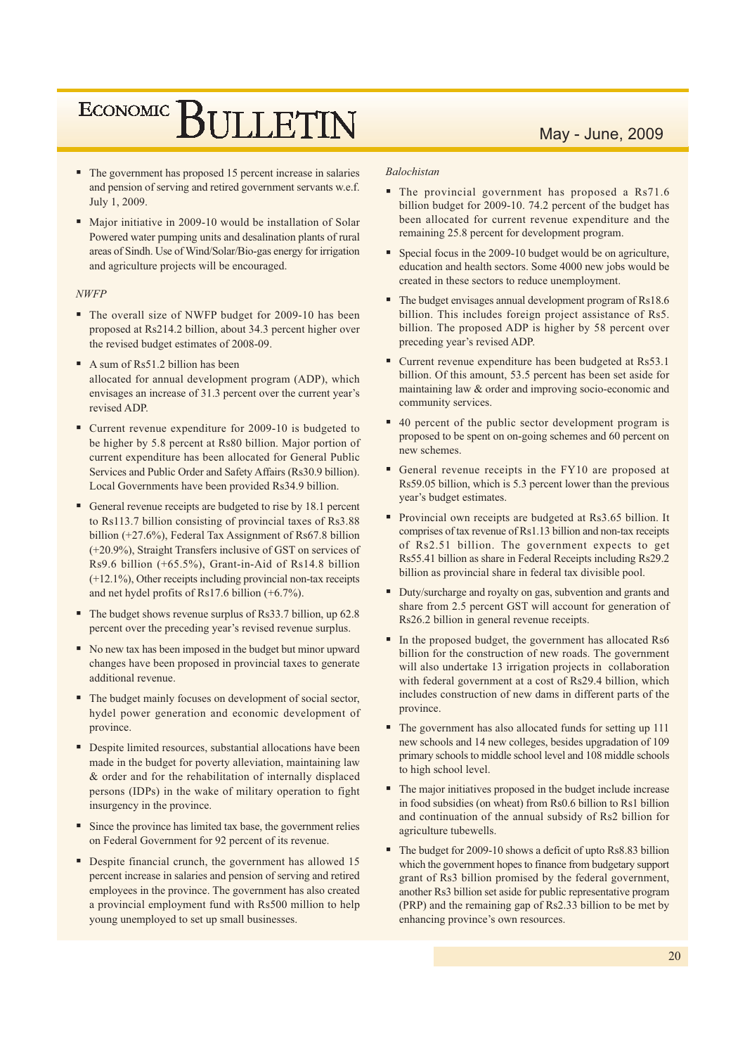- The government has proposed 15 percent increase in salaries and pension of serving and retired government servants w.e.f. July 1, 2009.
- Major initiative in 2009-10 would be installation of Solar Powered water pumping units and desalination plants of rural areas of Sindh. Use of Wind/Solar/Bio-gas energy for irrigation and agriculture projects will be encouraged.

*NWFP*

- The overall size of NWFP budget for 2009-10 has been proposed at Rs214.2 billion, about 34.3 percent higher over the revised budget estimates of 2008-09.
- A sum of Rs51.2 billion has been allocated for annual development program (ADP), which envisages an increase of 31.3 percent over the current year's revised ADP.
- Current revenue expenditure for 2009-10 is budgeted to be higher by 5.8 percent at Rs80 billion. Major portion of current expenditure has been allocated for General Public Services and Public Order and Safety Affairs (Rs30.9 billion). Local Governments have been provided Rs34.9 billion.
- General revenue receipts are budgeted to rise by 18.1 percent to Rs113.7 billion consisting of provincial taxes of Rs3.88 billion (+27.6%), Federal Tax Assignment of Rs67.8 billion (+20.9%), Straight Transfers inclusive of GST on services of Rs9.6 billion (+65.5%), Grant-in-Aid of Rs14.8 billion (+12.1%), Other receipts including provincial non-tax receipts and net hydel profits of Rs17.6 billion (+6.7%).
- The budget shows revenue surplus of Rs33.7 billion, up 62.8 percent over the preceding year's revised revenue surplus.
- No new tax has been imposed in the budget but minor upward changes have been proposed in provincial taxes to generate additional revenue.
- The budget mainly focuses on development of social sector, hydel power generation and economic development of province.
- Despite limited resources, substantial allocations have been made in the budget for poverty alleviation, maintaining law & order and for the rehabilitation of internally displaced persons (IDPs) in the wake of military operation to fight insurgency in the province.
- Since the province has limited tax base, the government relies on Federal Government for 92 percent of its revenue.
- Despite financial crunch, the government has allowed 15 percent increase in salaries and pension of serving and retired employees in the province. The government has also created a provincial employment fund with Rs500 million to help young unemployed to set up small businesses.

*Balochistan*

- The provincial government has proposed a Rs71.6 billion budget for 2009-10. 74.2 percent of the budget has been allocated for current revenue expenditure and the remaining 25.8 percent for development program.
- Special focus in the 2009-10 budget would be on agriculture, education and health sectors. Some 4000 new jobs would be created in these sectors to reduce unemployment.
- The budget envisages annual development program of Rs18.6 billion. This includes foreign project assistance of Rs5. billion. The proposed ADP is higher by 58 percent over preceding year's revised ADP.
- Current revenue expenditure has been budgeted at Rs53.1 billion. Of this amount, 53.5 percent has been set aside for maintaining law & order and improving socio-economic and community services.
- 40 percent of the public sector development program is proposed to be spent on on-going schemes and 60 percent on new schemes.
- General revenue receipts in the FY10 are proposed at Rs59.05 billion, which is 5.3 percent lower than the previous year's budget estimates.
- Provincial own receipts are budgeted at Rs3.65 billion. It comprises of tax revenue of Rs1.13 billion and non-tax receipts of Rs2.51 billion. The government expects to get Rs55.41 billion as share in Federal Receipts including Rs29.2 billion as provincial share in federal tax divisible pool.
- Duty/surcharge and royalty on gas, subvention and grants and share from 2.5 percent GST will account for generation of Rs26.2 billion in general revenue receipts.
- In the proposed budget, the government has allocated Rs6 billion for the construction of new roads. The government will also undertake 13 irrigation projects in collaboration with federal government at a cost of Rs29.4 billion, which includes construction of new dams in different parts of the province.
- The government has also allocated funds for setting up 111 new schools and 14 new colleges, besides upgradation of 109 primary schools to middle school level and 108 middle schools to high school level.
- The major initiatives proposed in the budget include increase in food subsidies (on wheat) from Rs0.6 billion to Rs1 billion and continuation of the annual subsidy of Rs2 billion for agriculture tubewells.
- The budget for 2009-10 shows a deficit of upto Rs8.83 billion which the government hopes to finance from budgetary support grant of Rs3 billion promised by the federal government, another Rs3 billion set aside for public representative program (PRP) and the remaining gap of Rs2.33 billion to be met by enhancing province's own resources.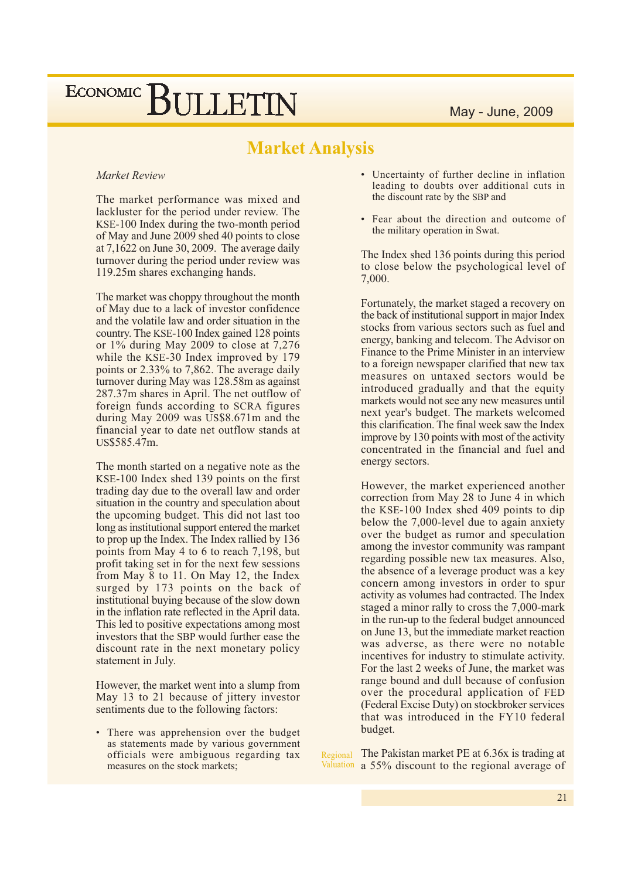## Market Analysis

*Market Review*

The market performance was mixed and lackluster for the period under review. The KSE-100 Index during the two-month period of May and June 2009 shed 40 points to close at 7,1622 on June 30, 2009. The average daily turnover during the period under review was 119.25m shares exchanging hands.

The market was choppy throughout the month of May due to a lack of investor confidence and the volatile law and order situation in the country. The KSE-100 Index gained 128 points or 1% during May 2009 to close at 7,276 while the KSE-30 Index improved by 179 points or 2.33% to 7,862. The average daily turnover during May was 128.58m as against 287.37m shares in April. The net outflow of foreign funds according to SCRA figures during May 2009 was US$8.671m and the financial year to date net outflow stands at US$585.47m.

The month started on a negative note as the KSE-100 Index shed 139 points on the first trading day due to the overall law and order situation in the country and speculation about the upcoming budget. This did not last too long as institutional support entered the market to prop up the Index. The Index rallied by 136 points from May 4 to 6 to reach 7,198, but profit taking set in for the next few sessions from May 8 to 11. On May 12, the Index surged by 173 points on the back of institutional buying because of the slow down in the inflation rate reflected in the April data. This led to positive expectations among most investors that the SBP would further ease the discount rate in the next monetary policy statement in July.

However, the market went into a slump from May 13 to 21 because of jittery investor sentiments due to the following factors:

- There was apprehension over the budget as statements made by various government officials were ambiguous regarding tax measures on the stock markets;
- Uncertainty of further decline in inflation leading to doubts over additional cuts in the discount rate by the SBP and
- Fear about the direction and outcome of the military operation in Swat.

The Index shed 136 points during this period to close below the psychological level of 7,000.

Fortunately, the market staged a recovery on the back of institutional support in major Index stocks from various sectors such as fuel and energy, banking and telecom. The Advisor on Finance to the Prime Minister in an interview to a foreign newspaper clarified that new tax measures on untaxed sectors would be introduced gradually and that the equity markets would not see any new measures until next year's budget. The markets welcomed this clarification. The final week saw the Index improve by 130 points with most of the activity concentrated in the financial and fuel and energy sectors.

However, the market experienced another correction from May 28 to June 4 in which the KSE-100 Index shed 409 points to dip below the 7,000-level due to again anxiety over the budget as rumor and speculation among the investor community was rampant regarding possible new tax measures. Also, the absence of a leverage product was a key concern among investors in order to spur activity as volumes had contracted. The Index staged a minor rally to cross the 7,000-mark in the run-up to the federal budget announced on June 13, but the immediate market reaction was adverse, as there were no notable incentives for industry to stimulate activity. For the last 2 weeks of June, the market was range bound and dull because of confusion over the procedural application of FED (Federal Excise Duty) on stockbroker services that was introduced in the FY10 federal budget.

*Regional Valuation*

The Pakistan market PE at 6.36x is trading at a 55% discount to the regional average of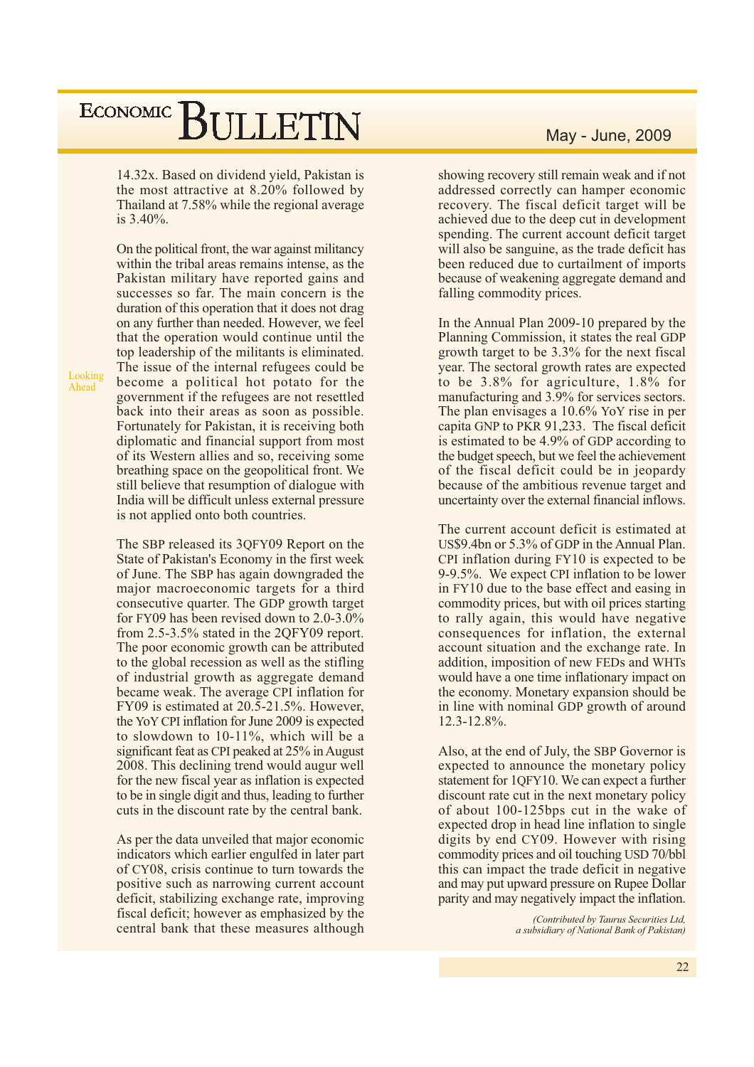14.32x. Based on dividend yield, Pakistan is the most attractive at 8.20% followed by Thailand at 7.58% while the regional average is 3.40%.

**Looking Ahead**

On the political front, the war against militancy within the tribal areas remains intense, as the Pakistan military have reported gains and successes so far. The main concern is the duration of this operation that it does not drag on any further than needed. However, we feel that the operation would continue until the top leadership of the militants is eliminated. The issue of the internal refugees could be become a political hot potato for the government if the refugees are not resettled back into their areas as soon as possible. Fortunately for Pakistan, it is receiving both diplomatic and financial support from most of its Western allies and so, receiving some breathing space on the geopolitical front. We still believe that resumption of dialogue with India will be difficult unless external pressure is not applied onto both countries.

The SBP released its 3QFY09 Report on the State of Pakistan's Economy in the first week of June. The SBP has again downgraded the major macroeconomic targets for a third consecutive quarter. The GDP growth target for FY09 has been revised down to 2.0-3.0% from 2.5-3.5% stated in the 2QFY09 report. The poor economic growth can be attributed to the global recession as well as the stifling of industrial growth as aggregate demand became weak. The average CPI inflation for FY09 is estimated at 20.5-21.5%. However, the YoY CPI inflation for June 2009 is expected to slowdown to 10-11%, which will be a significant feat as CPI peaked at 25% in August 2008. This declining trend would augur well for the new fiscal year as inflation is expected to be in single digit and thus, leading to further cuts in the discount rate by the central bank.

As per the data unveiled that major economic indicators which earlier engulfed in later part of CY08, crisis continue to turn towards the positive such as narrowing current account deficit, stabilizing exchange rate, improving fiscal deficit; however as emphasized by the central bank that these measures although showing recovery still remain weak and if not addressed correctly can hamper economic recovery. The fiscal deficit target will be achieved due to the deep cut in development spending. The current account deficit target will also be sanguine, as the trade deficit has been reduced due to curtailment of imports because of weakening aggregate demand and falling commodity prices.

In the Annual Plan 2009-10 prepared by the Planning Commission, it states the real GDP growth target to be 3.3% for the next fiscal year. The sectoral growth rates are expected to be 3.8% for agriculture, 1.8% for manufacturing and 3.9% for services sectors. The plan envisages a 10.6% YoY rise in per capita GNP to PKR 91,233. The fiscal deficit is estimated to be 4.9% of GDP according to the budget speech, but we feel the achievement of the fiscal deficit could be in jeopardy because of the ambitious revenue target and uncertainty over the external financial inflows.

The current account deficit is estimated at US$9.4bn or 5.3% of GDP in the Annual Plan. CPI inflation during FY10 is expected to be 9-9.5%. We expect CPI inflation to be lower in FY10 due to the base effect and easing in commodity prices, but with oil prices starting to rally again, this would have negative consequences for inflation, the external account situation and the exchange rate. In addition, imposition of new FEDs and WHTs would have a one time inflationary impact on the economy. Monetary expansion should be in line with nominal GDP growth of around 12.3-12.8%.

Also, at the end of July, the SBP Governor is expected to announce the monetary policy statement for 1QFY10. We can expect a further discount rate cut in the next monetary policy of about 100-125bps cut in the wake of expected drop in head line inflation to single digits by end CY09. However with rising commodity prices and oil touching USD 70/bbl this can impact the trade deficit in negative and may put upward pressure on Rupee Dollar parity and may negatively impact the inflation.

*(Contributed by Taurus Securities Ltd, a subsidiary of National Bank of Pakistan)*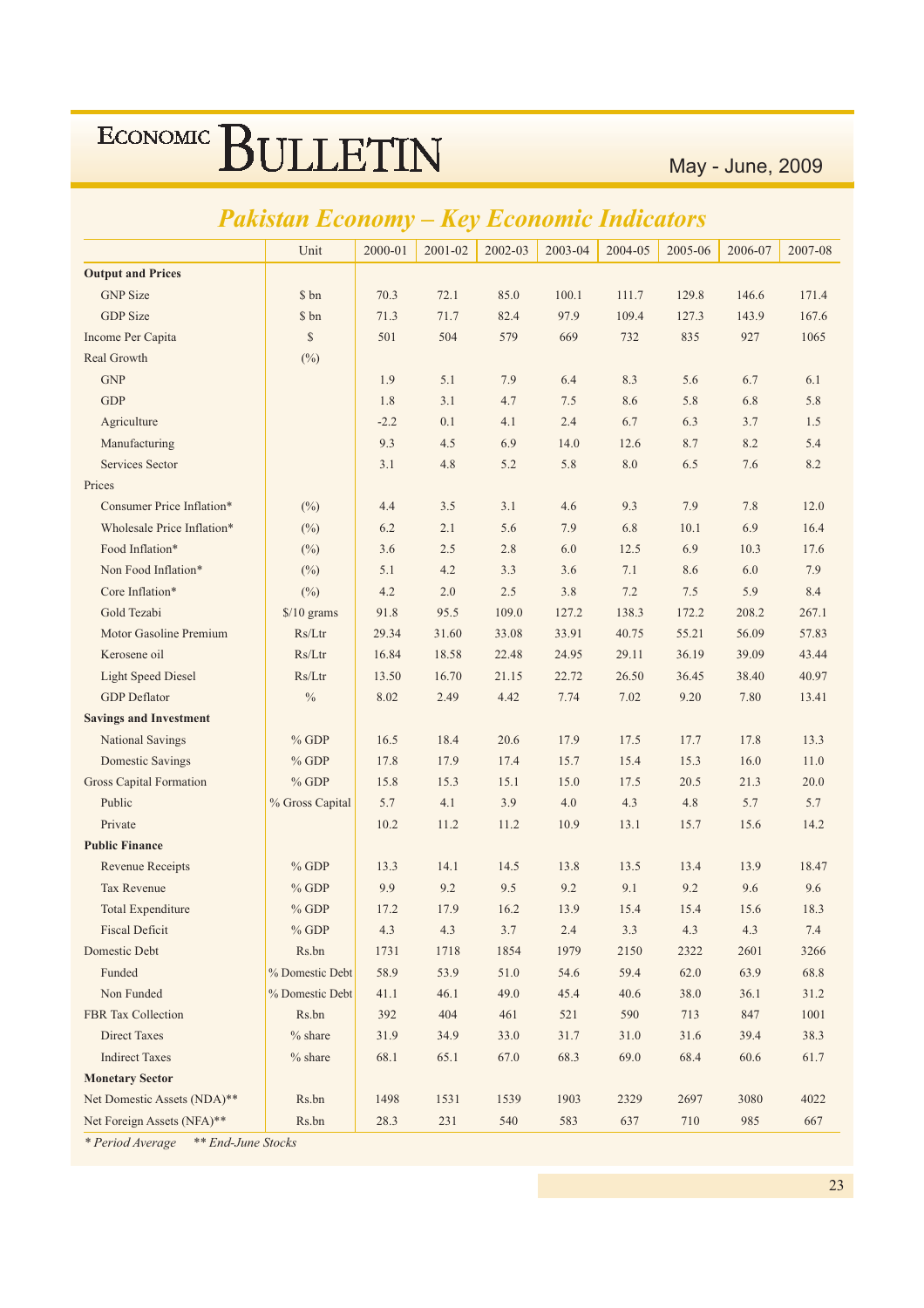## Pakistan Economy – Key Economic Indicators

| | Unit | 2000-01 | 2001-02 | 2002-03 | 2003-04 | 2004-05 | 2005-06 | 2006-07 | 2007-08 |
|---|---|---|---|---|---|---|---|---|---|
| **Output and Prices** | | | | | | | | | |
| GNP Size | $ bn | 70.3 | 72.1 | 85.0 | 100.1 | 111.7 | 129.8 | 146.6 | 171.4 |
| GDP Size | $ bn | 71.3 | 71.7 | 82.4 | 97.9 | 109.4 | 127.3 | 143.9 | 167.6 |
| Income Per Capita | $ | 501 | 504 | 579 | 669 | 732 | 835 | 927 | 1065 |
| Real Growth | (%) | | | | | | | | |
| GNP | | 1.9 | 5.1 | 7.9 | 6.4 | 8.3 | 5.6 | 6.7 | 6.1 |
| GDP | | 1.8 | 3.1 | 4.7 | 7.5 | 8.6 | 5.8 | 6.8 | 5.8 |
| Agriculture | | -2.2 | 0.1 | 4.1 | 2.4 | 6.7 | 6.3 | 3.7 | 1.5 |
| Manufacturing | | 9.3 | 4.5 | 6.9 | 14.0 | 12.6 | 8.7 | 8.2 | 5.4 |
| Services Sector | | 3.1 | 4.8 | 5.2 | 5.8 | 8.0 | 6.5 | 7.6 | 8.2 |
| Prices | | | | | | | | | |
| Consumer Price Inflation* | (%) | 4.4 | 3.5 | 3.1 | 4.6 | 9.3 | 7.9 | 7.8 | 12.0 |
| Wholesale Price Inflation* | (%) | 6.2 | 2.1 | 5.6 | 7.9 | 6.8 | 10.1 | 6.9 | 16.4 |
| Food Inflation* | (%) | 3.6 | 2.5 | 2.8 | 6.0 | 12.5 | 6.9 | 10.3 | 17.6 |
| Non Food Inflation* | (%) | 5.1 | 4.2 | 3.3 | 3.6 | 7.1 | 8.6 | 6.0 | 7.9 |
| Core Inflation* | (%) | 4.2 | 2.0 | 2.5 | 3.8 | 7.2 | 7.5 | 5.9 | 8.4 |
| Gold Tezabi | $/10 grams | 91.8 | 95.5 | 109.0 | 127.2 | 138.3 | 172.2 | 208.2 | 267.1 |
| Motor Gasoline Premium | Rs/Ltr | 29.34 | 31.60 | 33.08 | 33.91 | 40.75 | 55.21 | 56.09 | 57.83 |
| Kerosene oil | Rs/Ltr | 16.84 | 18.58 | 22.48 | 24.95 | 29.11 | 36.19 | 39.09 | 43.44 |
| Light Speed Diesel | Rs/Ltr | 13.50 | 16.70 | 21.15 | 22.72 | 26.50 | 36.45 | 38.40 | 40.97 |
| GDP Deflator | % | 8.02 | 2.49 | 4.42 | 7.74 | 7.02 | 9.20 | 7.80 | 13.41 |
| **Savings and Investment** | | | | | | | | | |
| National Savings | % GDP | 16.5 | 18.4 | 20.6 | 17.9 | 17.5 | 17.7 | 17.8 | 13.3 |
| Domestic Savings | % GDP | 17.8 | 17.9 | 17.4 | 15.7 | 15.4 | 15.3 | 16.0 | 11.0 |
| Gross Capital Formation | % GDP | 15.8 | 15.3 | 15.1 | 15.0 | 17.5 | 20.5 | 21.3 | 20.0 |
| Public | % Gross Capital | 5.7 | 4.1 | 3.9 | 4.0 | 4.3 | 4.8 | 5.7 | 5.7 |
| Private | | 10.2 | 11.2 | 11.2 | 10.9 | 13.1 | 15.7 | 15.6 | 14.2 |
| **Public Finance** | | | | | | | | | |
| Revenue Receipts | % GDP | 13.3 | 14.1 | 14.5 | 13.8 | 13.5 | 13.4 | 13.9 | 18.47 |
| Tax Revenue | % GDP | 9.9 | 9.2 | 9.5 | 9.2 | 9.1 | 9.2 | 9.6 | 9.6 |
| Total Expenditure | % GDP | 17.2 | 17.9 | 16.2 | 13.9 | 15.4 | 15.4 | 15.6 | 18.3 |
| Fiscal Deficit | % GDP | 4.3 | 4.3 | 3.7 | 2.4 | 3.3 | 4.3 | 4.3 | 7.4 |
| Domestic Debt | Rs.bn | 1731 | 1718 | 1854 | 1979 | 2150 | 2322 | 2601 | 3266 |
| Funded | % Domestic Debt | 58.9 | 53.9 | 51.0 | 54.6 | 59.4 | 62.0 | 63.9 | 68.8 |
| Non Funded | % Domestic Debt | 41.1 | 46.1 | 49.0 | 45.4 | 40.6 | 38.0 | 36.1 | 31.2 |
| FBR Tax Collection | Rs.bn | 392 | 404 | 461 | 521 | 590 | 713 | 847 | 1001 |
| Direct Taxes | % share | 31.9 | 34.9 | 33.0 | 31.7 | 31.0 | 31.6 | 39.4 | 38.3 |
| Indirect Taxes | % share | 68.1 | 65.1 | 67.0 | 68.3 | 69.0 | 68.4 | 60.6 | 61.7 |
| **Monetary Sector** | | | | | | | | | |
| Net Domestic Assets (NDA)** | Rs.bn | 1498 | 1531 | 1539 | 1903 | 2329 | 2697 | 3080 | 4022 |
| Net Foreign Assets (NFA)** | Rs.bn | 28.3 | 231 | 540 | 583 | 637 | 710 | 985 | 667 |

*\* Period Average &nbsp;&nbsp; \*\* End-June Stocks*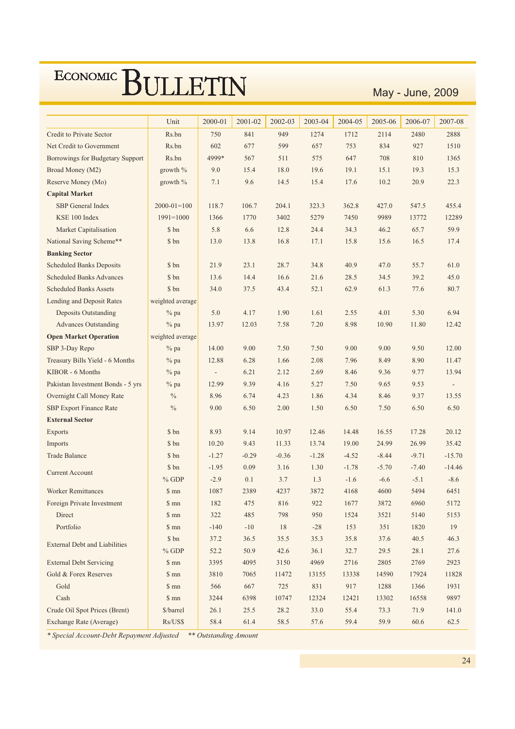| | Unit | 2000-01 | 2001-02 | 2002-03 | 2003-04 | 2004-05 | 2005-06 | 2006-07 | 2007-08 |
|---|---|---|---|---|---|---|---|---|---|
| Credit to Private Sector | Rs.bn | 750 | 841 | 949 | 1274 | 1712 | 2114 | 2480 | 2888 |
| Net Credit to Government | Rs.bn | 602 | 677 | 599 | 657 | 753 | 834 | 927 | 1510 |
| Borrowings for Budgetary Support | Rs.bn | 4999* | 567 | 511 | 575 | 647 | 708 | 810 | 1365 |
| Broad Money (M2) | growth % | 9.0 | 15.4 | 18.0 | 19.6 | 19.1 | 15.1 | 19.3 | 15.3 |
| Reserve Money (Mo) | growth % | 7.1 | 9.6 | 14.5 | 15.4 | 17.6 | 10.2 | 20.9 | 22.3 |
| **Capital Market** | | | | | | | | | |
| SBP General Index | 2000-01=100 | 118.7 | 106.7 | 204.1 | 323.3 | 362.8 | 427.0 | 547.5 | 455.4 |
| KSE 100 Index | 1991=1000 | 1366 | 1770 | 3402 | 5279 | 7450 | 9989 | 13772 | 12289 |
| Market Capitalisation | $ bn | 5.8 | 6.6 | 12.8 | 24.4 | 34.3 | 46.2 | 65.7 | 59.9 |
| National Saving Scheme** | $ bn | 13.0 | 13.8 | 16.8 | 17.1 | 15.8 | 15.6 | 16.5 | 17.4 |
| **Banking Sector** | | | | | | | | | |
| Scheduled Banks Deposits | $ bn | 21.9 | 23.1 | 28.7 | 34.8 | 40.9 | 47.0 | 55.7 | 61.0 |
| Scheduled Banks Advances | $ bn | 13.6 | 14.4 | 16.6 | 21.6 | 28.5 | 34.5 | 39.2 | 45.0 |
| Scheduled Banks Assets | $ bn | 34.0 | 37.5 | 43.4 | 52.1 | 62.9 | 61.3 | 77.6 | 80.7 |
| Lending and Deposit Rates | weighted average | | | | | | | | |
| Deposits Outstanding | % pa | 5.0 | 4.17 | 1.90 | 1.61 | 2.55 | 4.01 | 5.30 | 6.94 |
| Advances Outstanding | % pa | 13.97 | 12.03 | 7.58 | 7.20 | 8.98 | 10.90 | 11.80 | 12.42 |
| **Open Market Operation** | weighted average | | | | | | | | |
| SBP 3-Day Repo | % pa | 14.00 | 9.00 | 7.50 | 7.50 | 9.00 | 9.00 | 9.50 | 12.00 |
| Treasury Bills Yield - 6 Months | % pa | 12.88 | 6.28 | 1.66 | 2.08 | 7.96 | 8.49 | 8.90 | 11.47 |
| KIBOR - 6 Months | % pa | - | 6.21 | 2.12 | 2.69 | 8.46 | 9.36 | 9.77 | 13.94 |
| Pakistan Investment Bonds - 5 yrs | % pa | 12.99 | 9.39 | 4.16 | 5.27 | 7.50 | 9.65 | 9.53 | - |
| Overnight Call Money Rate | % | 8.96 | 6.74 | 4.23 | 1.86 | 4.34 | 8.46 | 9.37 | 13.55 |
| SBP Export Finance Rate | % | 9.00 | 6.50 | 2.00 | 1.50 | 6.50 | 7.50 | 6.50 | 6.50 |
| **External Sector** | | | | | | | | | |
| Exports | $ bn | 8.93 | 9.14 | 10.97 | 12.46 | 14.48 | 16.55 | 17.28 | 20.12 |
| Imports | $ bn | 10.20 | 9.43 | 11.33 | 13.74 | 19.00 | 24.99 | 26.99 | 35.42 |
| Trade Balance | $ bn | -1.27 | -0.29 | -0.36 | -1.28 | -4.52 | -8.44 | -9.71 | -15.70 |
| Current Account | $ bn | -1.95 | 0.09 | 3.16 | 1.30 | -1.78 | -5.70 | -7.40 | -14.46 |
| | % GDP | -2.9 | 0.1 | 3.7 | 1.3 | -1.6 | -6.6 | -5.1 | -8.6 |
| Worker Remittances | $ mn | 1087 | 2389 | 4237 | 3872 | 4168 | 4600 | 5494 | 6451 |
| Foreign Private Investment | $ mn | 182 | 475 | 816 | 922 | 1677 | 3872 | 6960 | 5172 |
| Direct | $ mn | 322 | 485 | 798 | 950 | 1524 | 3521 | 5140 | 5153 |
| Portfolio | $ mn | -140 | -10 | 18 | -28 | 153 | 351 | 1820 | 19 |
| External Debt and Liabilities | $ bn | 37.2 | 36.5 | 35.5 | 35.3 | 35.8 | 37.6 | 40.5 | 46.3 |
| | % GDP | 52.2 | 50.9 | 42.6 | 36.1 | 32.7 | 29.5 | 28.1 | 27.6 |
| External Debt Servicing | $ mn | 3395 | 4095 | 3150 | 4969 | 2716 | 2805 | 2769 | 2923 |
| Gold & Forex Reserves | $ mn | 3810 | 7065 | 11472 | 13155 | 13338 | 14590 | 17924 | 11828 |
| Gold | $ mn | 566 | 667 | 725 | 831 | 917 | 1288 | 1366 | 1931 |
| Cash | $ mn | 3244 | 6398 | 10747 | 12324 | 12421 | 13302 | 16558 | 9897 |
| Crude Oil Spot Prices (Brent) | $/barrel | 26.1 | 25.5 | 28.2 | 33.0 | 55.4 | 73.3 | 71.9 | 141.0 |
| Exchange Rate (Average) | Rs/US$ | 58.4 | 61.4 | 58.5 | 57.6 | 59.4 | 59.9 | 60.6 | 62.5 |

*\* Special Account-Debt Repayment Adjusted* *\*\* Outstanding Amount*